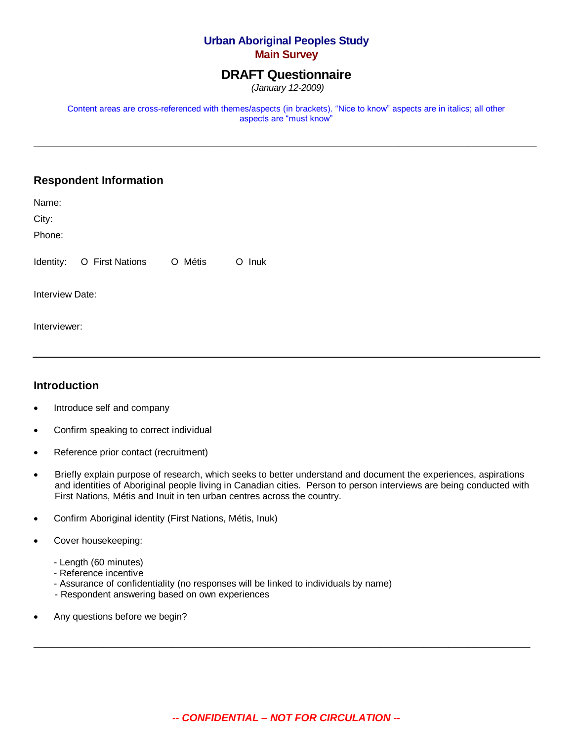# Urban Aboriginal Peoples Study

## Main Survey

## DRAFT Questionnaire

*(January 12-2009)*

Content areas are cross-referenced with themes/aspects (in brackets). "Nice to know" aspects are in italics; all other aspects are "must know"

---

### Respondent Information

Name:

City:

Phone:

Identity: O First Nations O Métis O Inuk

Interview Date:

Interviewer:

---

### Introduction

- Introduce self and company
- Confirm speaking to correct individual
- Reference prior contact (recruitment)
- Briefly explain purpose of research, which seeks to better understand and document the experiences, aspirations and identities of Aboriginal people living in Canadian cities. Person to person interviews are being conducted with First Nations, Métis and Inuit in ten urban centres across the country.
- Confirm Aboriginal identity (First Nations, Métis, Inuk)
- Cover housekeeping:

  - Length (60 minutes)
  - Reference incentive
  - Assurance of confidentiality (no responses will be linked to individuals by name)
  - Respondent answering based on own experiences

- Any questions before we begin?

---

***-- CONFIDENTIAL – NOT FOR CIRCULATION --***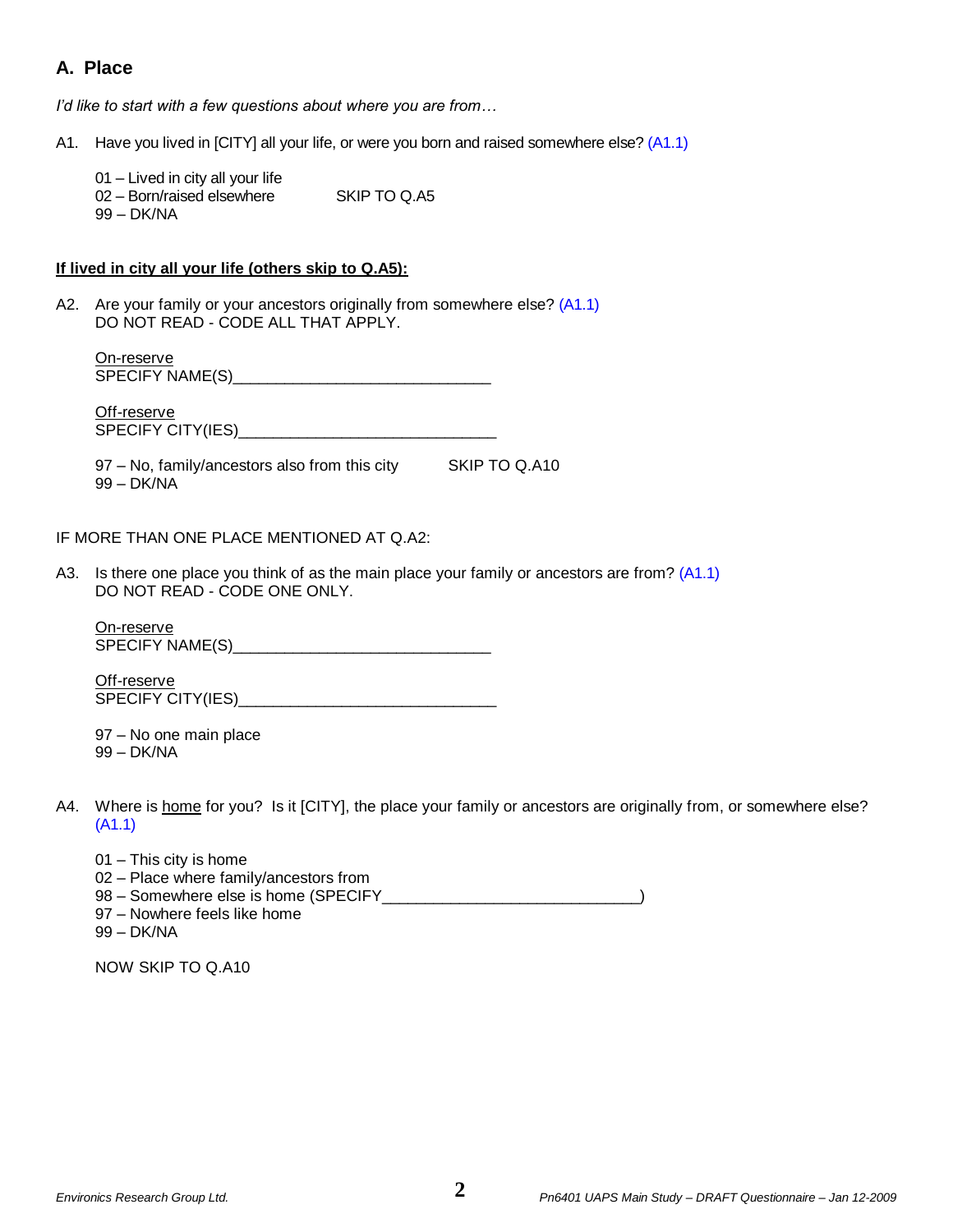## A. Place

*I'd like to start with a few questions about where you are from…*

A1. Have you lived in [CITY] all your life, or were you born and raised somewhere else? (A1.1)

01 – Lived in city all your life
02 – Born/raised elsewhere SKIP TO Q.A5
99 – DK/NA

**<u>If lived in city all your life (others skip to Q.A5):</u>**

A2. Are your family or your ancestors originally from somewhere else? (A1.1)
DO NOT READ - CODE ALL THAT APPLY.

<u>On-reserve</u>
SPECIFY NAME(S)______________________________

<u>Off-reserve</u>
SPECIFY CITY(IES)______________________________

97 – No, family/ancestors also from this city SKIP TO Q.A10
99 – DK/NA

IF MORE THAN ONE PLACE MENTIONED AT Q.A2:

A3. Is there one place you think of as the main place your family or ancestors are from? (A1.1)
DO NOT READ - CODE ONE ONLY.

<u>On-reserve</u>
SPECIFY NAME(S)______________________________

<u>Off-reserve</u>
SPECIFY CITY(IES)______________________________

97 – No one main place
99 – DK/NA

A4. Where is <u>home</u> for you? Is it [CITY], the place your family or ancestors are originally from, or somewhere else? (A1.1)

01 – This city is home
02 – Place where family/ancestors from
98 – Somewhere else is home (SPECIFY______________________________)
97 – Nowhere feels like home
99 – DK/NA

NOW SKIP TO Q.A10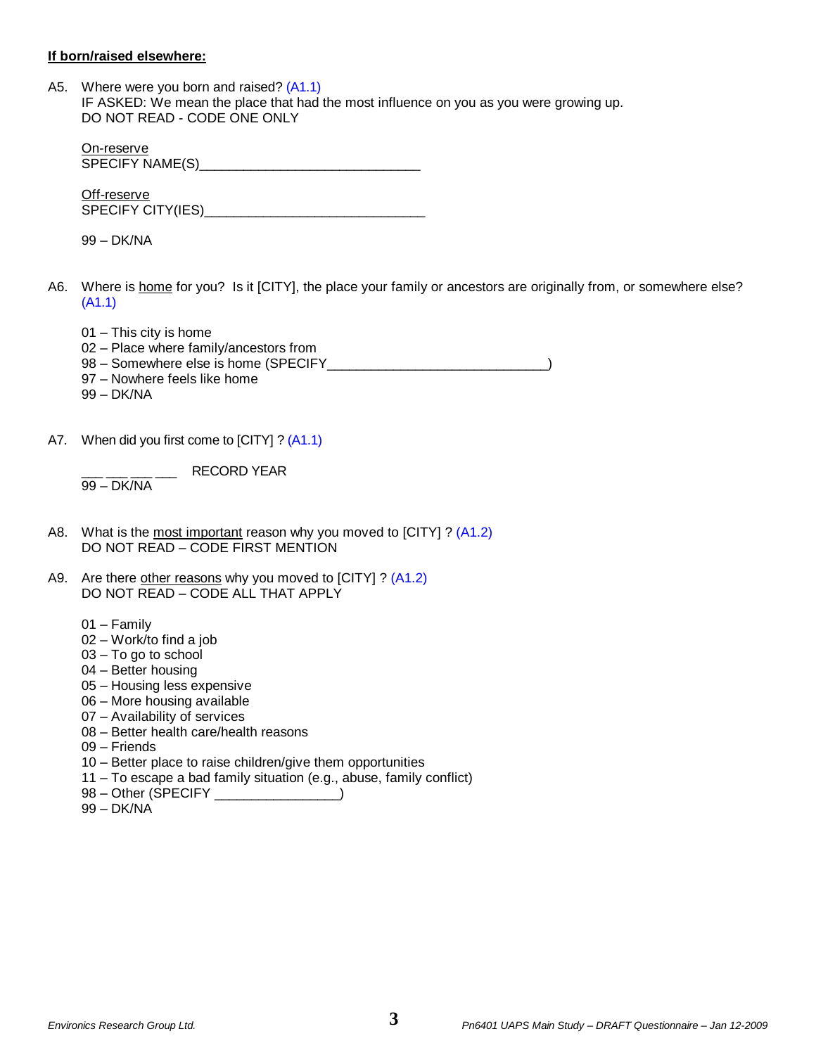**<u>If born/raised elsewhere:</u>**

A5. Where were you born and raised? (A1.1)
IF ASKED: We mean the place that had the most influence on you as you were growing up.
DO NOT READ - CODE ONE ONLY

<u>On-reserve</u>
SPECIFY NAME(S)______________________________

<u>Off-reserve</u>
SPECIFY CITY(IES)______________________________

99 – DK/NA

A6. Where is <u>home</u> for you? Is it [CITY], the place your family or ancestors are originally from, or somewhere else? (A1.1)

01 – This city is home
02 – Place where family/ancestors from
98 – Somewhere else is home (SPECIFY______________________________)
97 – Nowhere feels like home
99 – DK/NA

A7. When did you first come to [CITY] ? (A1.1)

___ ___ ___ ___ RECORD YEAR
99 – DK/NA

A8. What is the <u>most important</u> reason why you moved to [CITY] ? (A1.2)
DO NOT READ – CODE FIRST MENTION

A9. Are there <u>other reasons</u> why you moved to [CITY] ? (A1.2)
DO NOT READ – CODE ALL THAT APPLY

01 – Family
02 – Work/to find a job
03 – To go to school
04 – Better housing
05 – Housing less expensive
06 – More housing available
07 – Availability of services
08 – Better health care/health reasons
09 – Friends
10 – Better place to raise children/give them opportunities
11 – To escape a bad family situation (e.g., abuse, family conflict)
98 – Other (SPECIFY _________________)
99 – DK/NA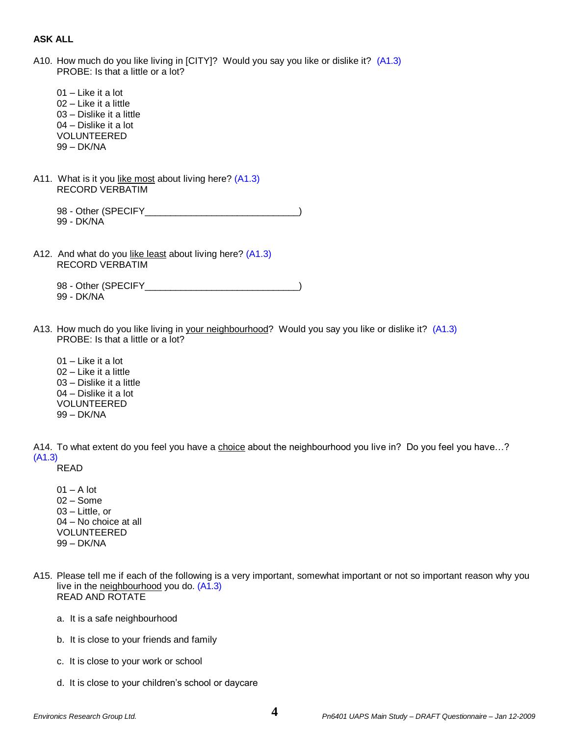**ASK ALL**

A10. How much do you like living in [CITY]? Would you say you like or dislike it? (A1.3)
PROBE: Is that a little or a lot?

01 – Like it a lot
02 – Like it a little
03 – Dislike it a little
04 – Dislike it a lot
VOLUNTEERED
99 – DK/NA

A11. What is it you <u>like most</u> about living here? (A1.3)
RECORD VERBATIM

98 - Other (SPECIFY______________________________)
99 - DK/NA

A12. And what do you <u>like least</u> about living here? (A1.3)
RECORD VERBATIM

98 - Other (SPECIFY______________________________)
99 - DK/NA

A13. How much do you like living in <u>your neighbourhood</u>? Would you say you like or dislike it? (A1.3)
PROBE: Is that a little or a lot?

01 – Like it a lot
02 – Like it a little
03 – Dislike it a little
04 – Dislike it a lot
VOLUNTEERED
99 – DK/NA

A14. To what extent do you feel you have a <u>choice</u> about the neighbourhood you live in? Do you feel you have…? (A1.3)
READ

01 – A lot
02 – Some
03 – Little, or
04 – No choice at all
VOLUNTEERED
99 – DK/NA

A15. Please tell me if each of the following is a very important, somewhat important or not so important reason why you live in the <u>neighbourhood</u> you do. (A1.3)
READ AND ROTATE

a. It is a safe neighbourhood

b. It is close to your friends and family

c. It is close to your work or school

d. It is close to your children's school or daycare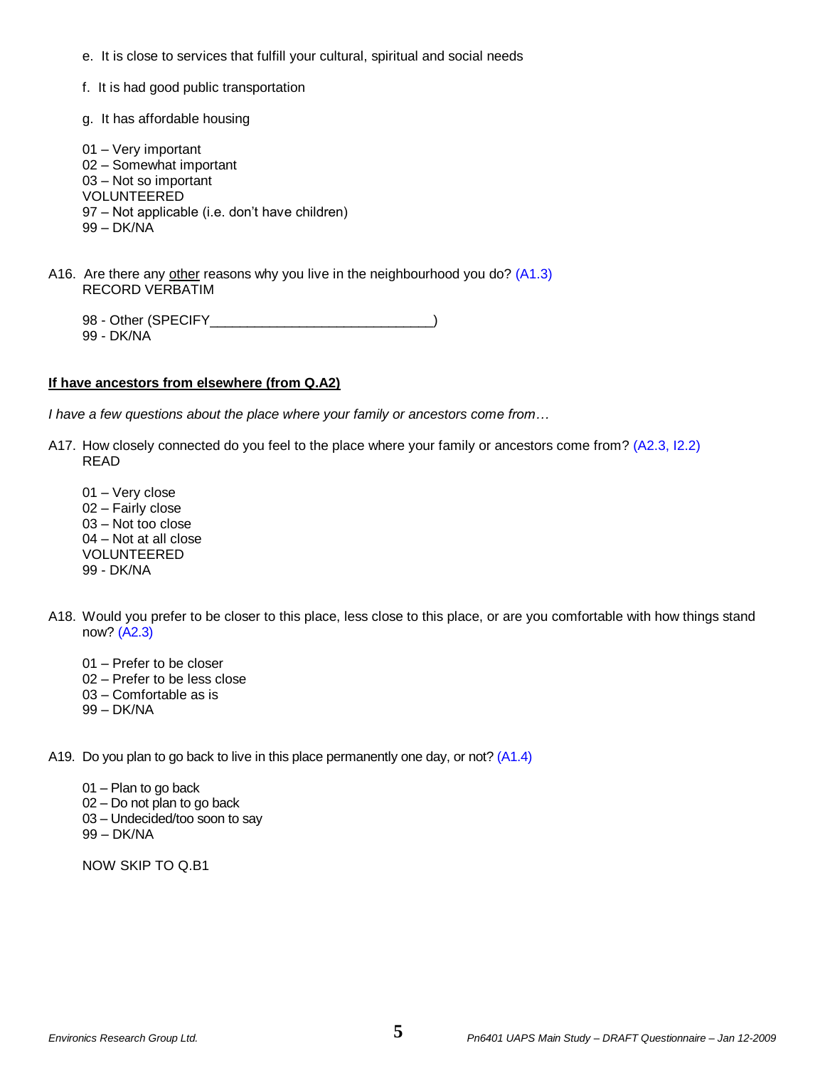e. It is close to services that fulfill your cultural, spiritual and social needs

f. It is had good public transportation

g. It has affordable housing

01 – Very important
02 – Somewhat important
03 – Not so important
VOLUNTEERED
97 – Not applicable (i.e. don't have children)
99 – DK/NA

A16. Are there any <u>other</u> reasons why you live in the neighbourhood you do? (A1.3)
RECORD VERBATIM

98 - Other (SPECIFY_____________________________)
99 - DK/NA

**<u>If have ancestors from elsewhere (from Q.A2)</u>**

*I have a few questions about the place where your family or ancestors come from…*

A17. How closely connected do you feel to the place where your family or ancestors come from? (A2.3, I2.2)
READ

01 – Very close
02 – Fairly close
03 – Not too close
04 – Not at all close
VOLUNTEERED
99 - DK/NA

A18. Would you prefer to be closer to this place, less close to this place, or are you comfortable with how things stand now? (A2.3)

01 – Prefer to be closer
02 – Prefer to be less close
03 – Comfortable as is
99 – DK/NA

A19. Do you plan to go back to live in this place permanently one day, or not? (A1.4)

01 – Plan to go back
02 – Do not plan to go back
03 – Undecided/too soon to say
99 – DK/NA

NOW SKIP TO Q.B1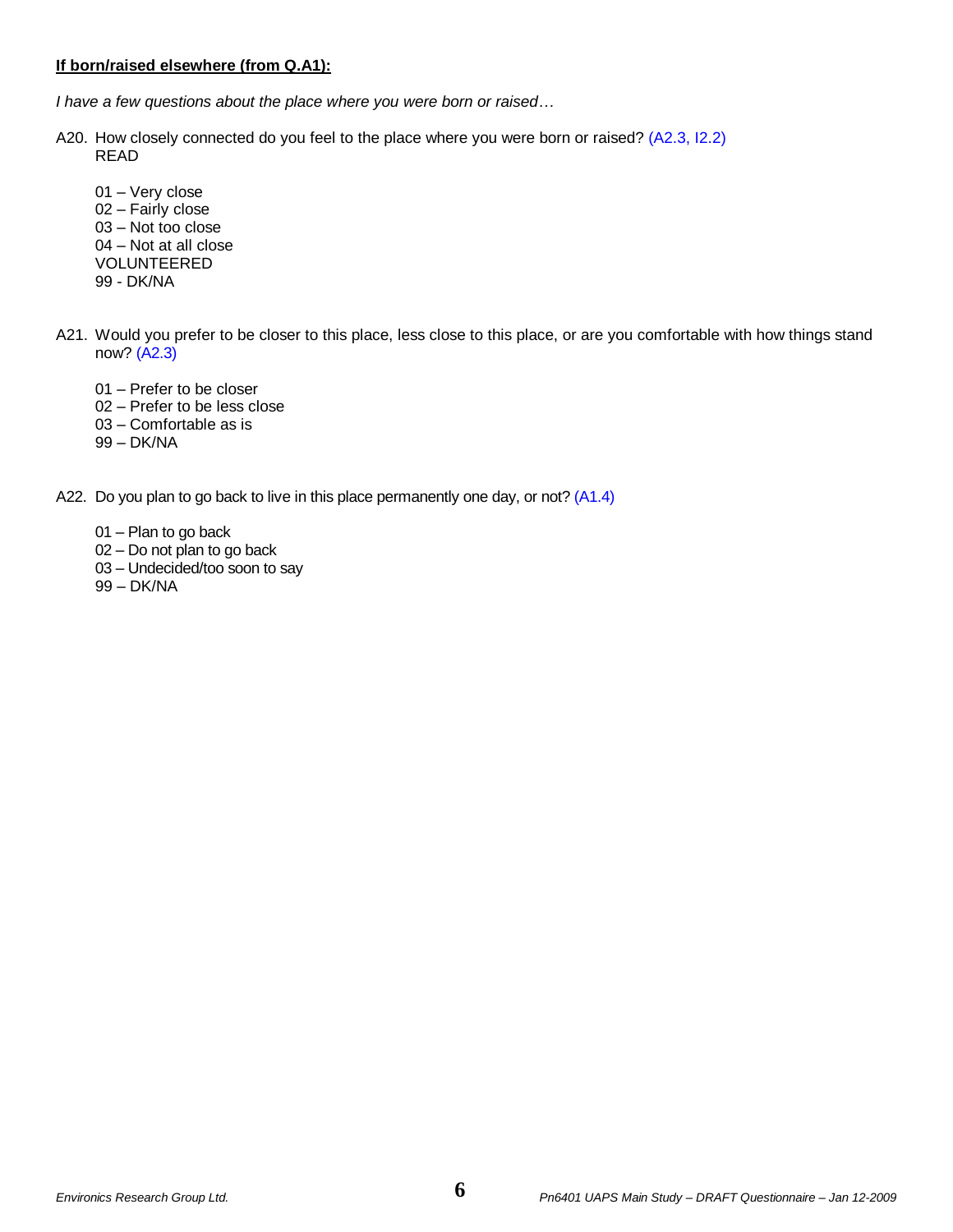**If born/raised elsewhere (from Q.A1):**

*I have a few questions about the place where you were born or raised…*

A20. How closely connected do you feel to the place where you were born or raised? (A2.3, I2.2)
READ

01 – Very close
02 – Fairly close
03 – Not too close
04 – Not at all close
VOLUNTEERED
99 - DK/NA

A21. Would you prefer to be closer to this place, less close to this place, or are you comfortable with how things stand now? (A2.3)

01 – Prefer to be closer
02 – Prefer to be less close
03 – Comfortable as is
99 – DK/NA

A22. Do you plan to go back to live in this place permanently one day, or not? (A1.4)

01 – Plan to go back
02 – Do not plan to go back
03 – Undecided/too soon to say
99 – DK/NA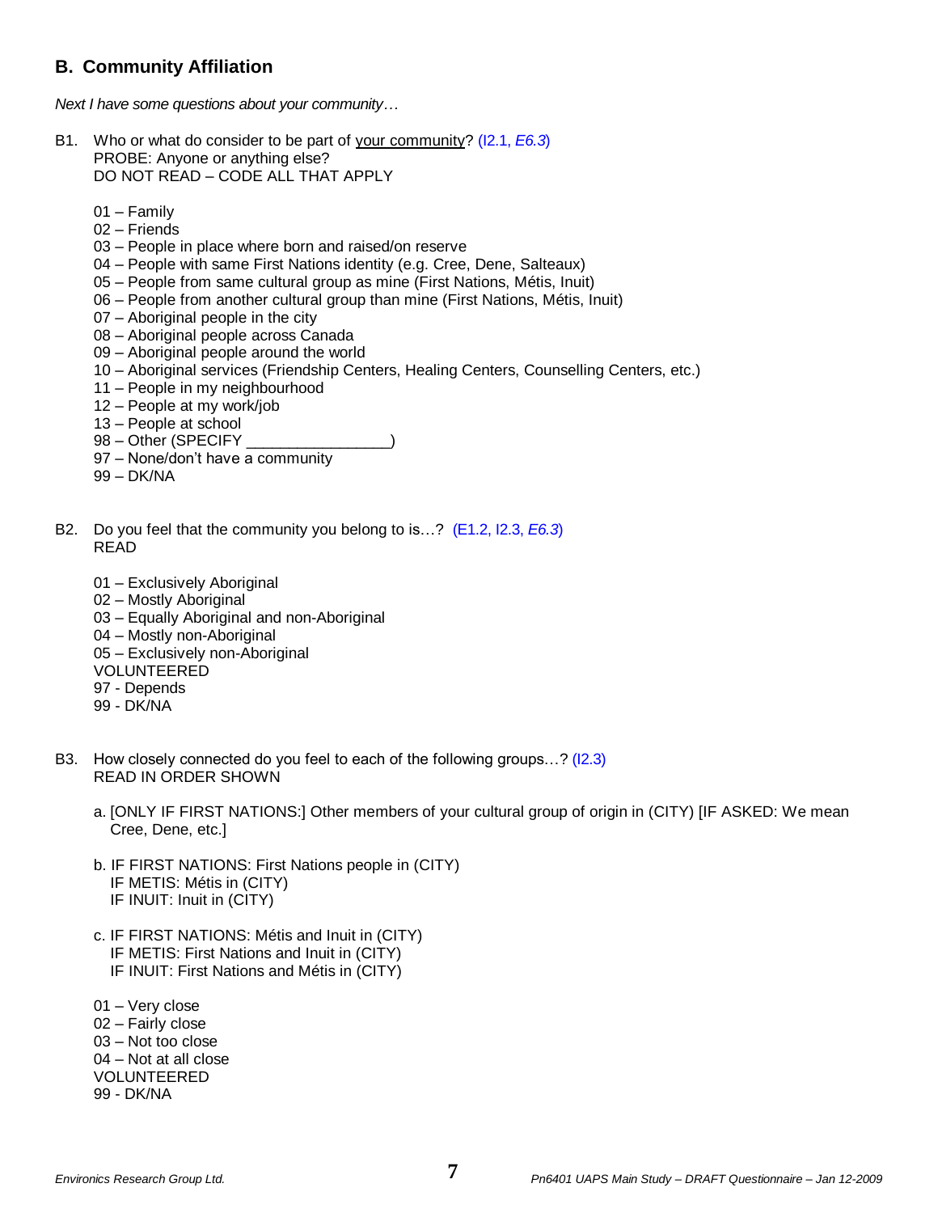## B. Community Affiliation

*Next I have some questions about your community…*

B1. Who or what do consider to be part of <u>your community</u>? (I2.1, *E6.3*)
PROBE: Anyone or anything else?
DO NOT READ – CODE ALL THAT APPLY

01 – Family
02 – Friends
03 – People in place where born and raised/on reserve
04 – People with same First Nations identity (e.g. Cree, Dene, Salteaux)
05 – People from same cultural group as mine (First Nations, Métis, Inuit)
06 – People from another cultural group than mine (First Nations, Métis, Inuit)
07 – Aboriginal people in the city
08 – Aboriginal people across Canada
09 – Aboriginal people around the world
10 – Aboriginal services (Friendship Centers, Healing Centers, Counselling Centers, etc.)
11 – People in my neighbourhood
12 – People at my work/job
13 – People at school
98 – Other (SPECIFY _________________)
97 – None/don't have a community
99 – DK/NA

B2. Do you feel that the community you belong to is…? (E1.2, I2.3, *E6.3*)
READ

01 – Exclusively Aboriginal
02 – Mostly Aboriginal
03 – Equally Aboriginal and non-Aboriginal
04 – Mostly non-Aboriginal
05 – Exclusively non-Aboriginal
VOLUNTEERED
97 - Depends
99 - DK/NA

B3. How closely connected do you feel to each of the following groups…? (I2.3)
READ IN ORDER SHOWN

a. [ONLY IF FIRST NATIONS:] Other members of your cultural group of origin in (CITY) [IF ASKED: We mean Cree, Dene, etc.]

b. IF FIRST NATIONS: First Nations people in (CITY)
IF METIS: Métis in (CITY)
IF INUIT: Inuit in (CITY)

c. IF FIRST NATIONS: Métis and Inuit in (CITY)
IF METIS: First Nations and Inuit in (CITY)
IF INUIT: First Nations and Métis in (CITY)

01 – Very close
02 – Fairly close
03 – Not too close
04 – Not at all close
VOLUNTEERED
99 - DK/NA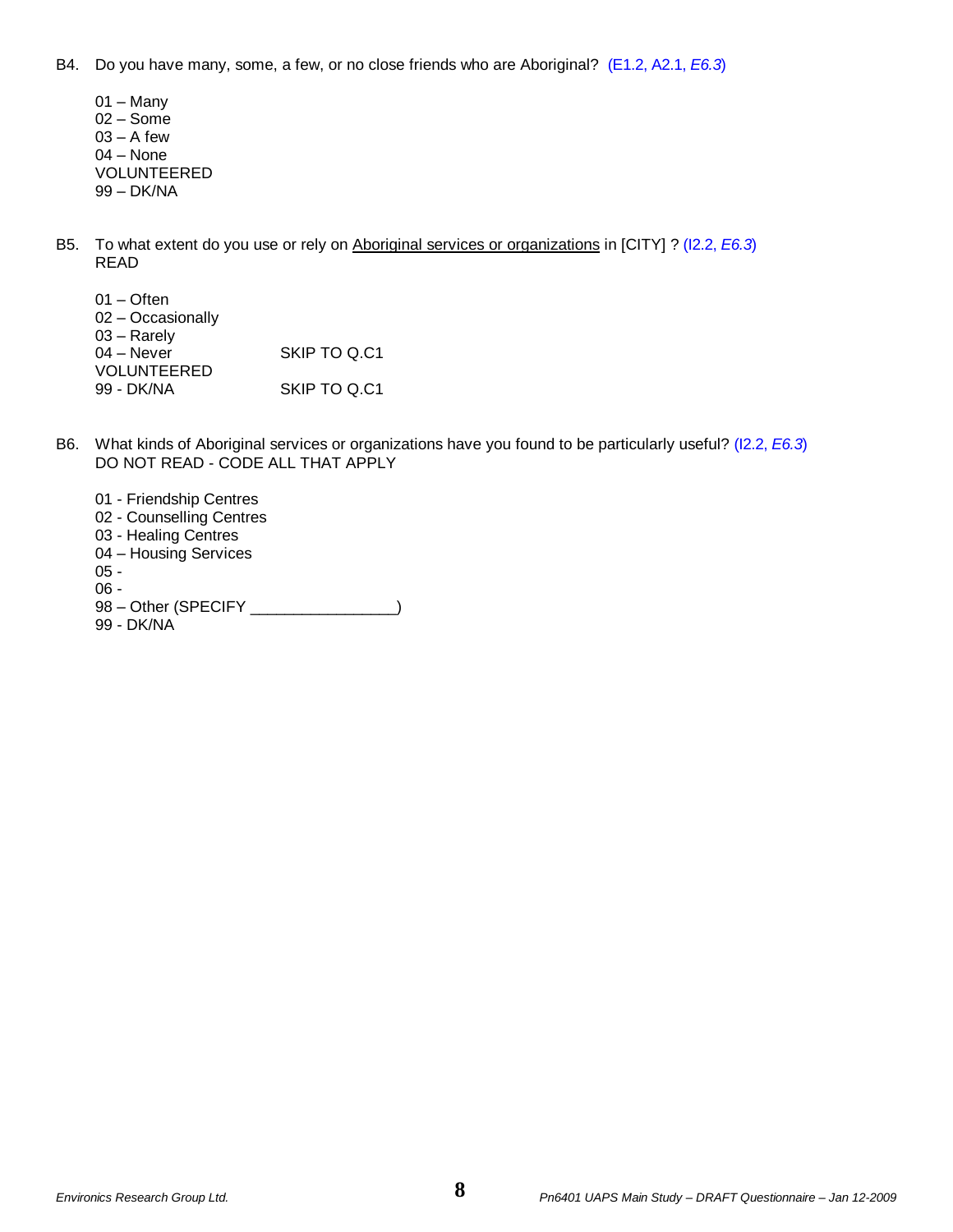B4. Do you have many, some, a few, or no close friends who are Aboriginal? (E1.2, A2.1, *E6.3*)

01 – Many
02 – Some
03 – A few
04 – None
VOLUNTEERED
99 – DK/NA

B5. To what extent do you use or rely on <u>Aboriginal services or organizations</u> in [CITY] ? (I2.2, *E6.3*)
READ

01 – Often
02 – Occasionally
03 – Rarely
04 – Never SKIP TO Q.C1
VOLUNTEERED
99 - DK/NA SKIP TO Q.C1

B6. What kinds of Aboriginal services or organizations have you found to be particularly useful? (I2.2, *E6.3*)
DO NOT READ - CODE ALL THAT APPLY

01 - Friendship Centres
02 - Counselling Centres
03 - Healing Centres
04 – Housing Services
05 -
06 -
98 – Other (SPECIFY _________________)
99 - DK/NA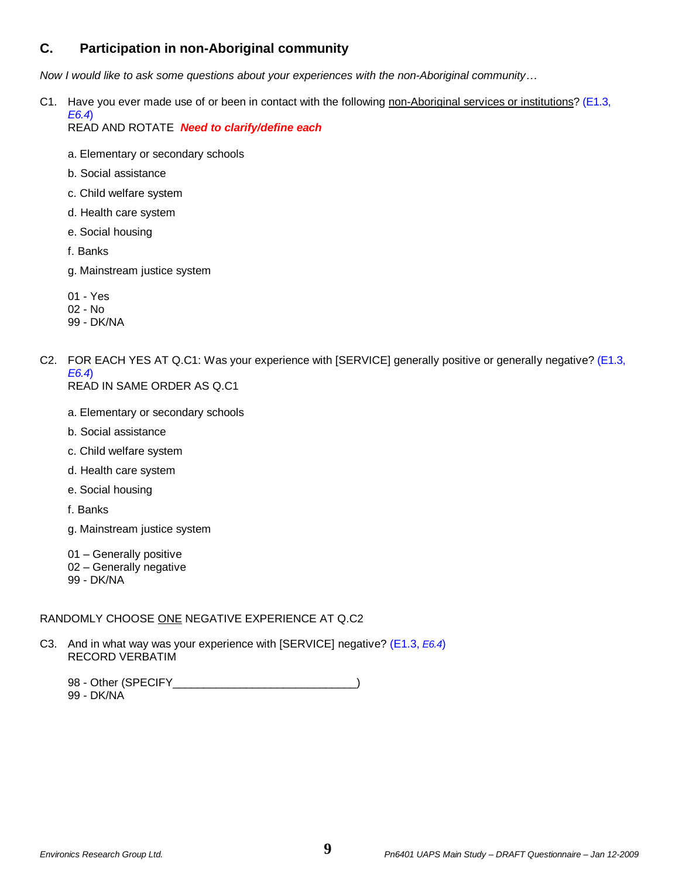## C. Participation in non-Aboriginal community

*Now I would like to ask some questions about your experiences with the non-Aboriginal community…*

C1. Have you ever made use of or been in contact with the following non-Aboriginal services or institutions? (E1.3, *E6.4*)
READ AND ROTATE ***Need to clarify/define each***

a. Elementary or secondary schools

b. Social assistance

c. Child welfare system

d. Health care system

e. Social housing

f. Banks

g. Mainstream justice system

01 - Yes
02 - No
99 - DK/NA

C2. FOR EACH YES AT Q.C1: Was your experience with [SERVICE] generally positive or generally negative? (E1.3, *E6.4*)
READ IN SAME ORDER AS Q.C1

a. Elementary or secondary schools

b. Social assistance

c. Child welfare system

d. Health care system

e. Social housing

f. Banks

g. Mainstream justice system

01 – Generally positive
02 – Generally negative
99 - DK/NA

RANDOMLY CHOOSE ONE NEGATIVE EXPERIENCE AT Q.C2

C3. And in what way was your experience with [SERVICE] negative? (E1.3, *E6.4*)
RECORD VERBATIM

98 - Other (SPECIFY_____________________________)
99 - DK/NA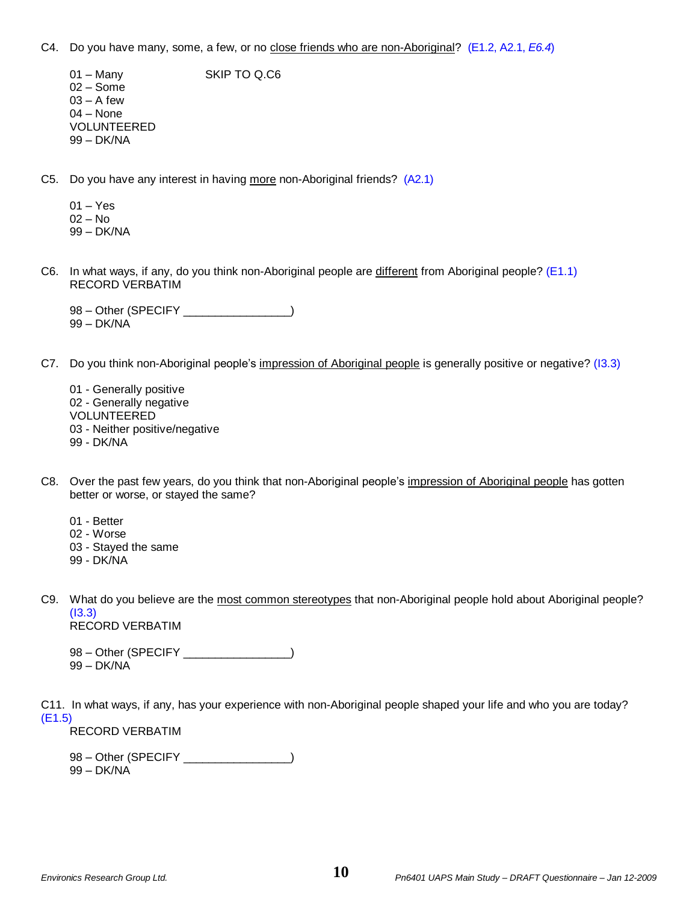C4. Do you have many, some, a few, or no <u>close friends who are non-Aboriginal</u>? (E1.2, A2.1, *E6.4*)

01 – Many SKIP TO Q.C6
02 – Some
03 – A few
04 – None
VOLUNTEERED
99 – DK/NA

C5. Do you have any interest in having <u>more</u> non-Aboriginal friends? (A2.1)

01 – Yes
02 – No
99 – DK/NA

C6. In what ways, if any, do you think non-Aboriginal people are <u>different</u> from Aboriginal people? (E1.1)
RECORD VERBATIM

98 – Other (SPECIFY ________________)
99 – DK/NA

C7. Do you think non-Aboriginal people's <u>impression of Aboriginal people</u> is generally positive or negative? (I3.3)

01 - Generally positive
02 - Generally negative
VOLUNTEERED
03 - Neither positive/negative
99 - DK/NA

C8. Over the past few years, do you think that non-Aboriginal people's <u>impression of Aboriginal people</u> has gotten better or worse, or stayed the same?

01 - Better
02 - Worse
03 - Stayed the same
99 - DK/NA

C9. What do you believe are the <u>most common stereotypes</u> that non-Aboriginal people hold about Aboriginal people? (I3.3)
RECORD VERBATIM

98 – Other (SPECIFY ________________)
99 – DK/NA

C11. In what ways, if any, has your experience with non-Aboriginal people shaped your life and who you are today? (E1.5)
RECORD VERBATIM

98 – Other (SPECIFY ________________)
99 – DK/NA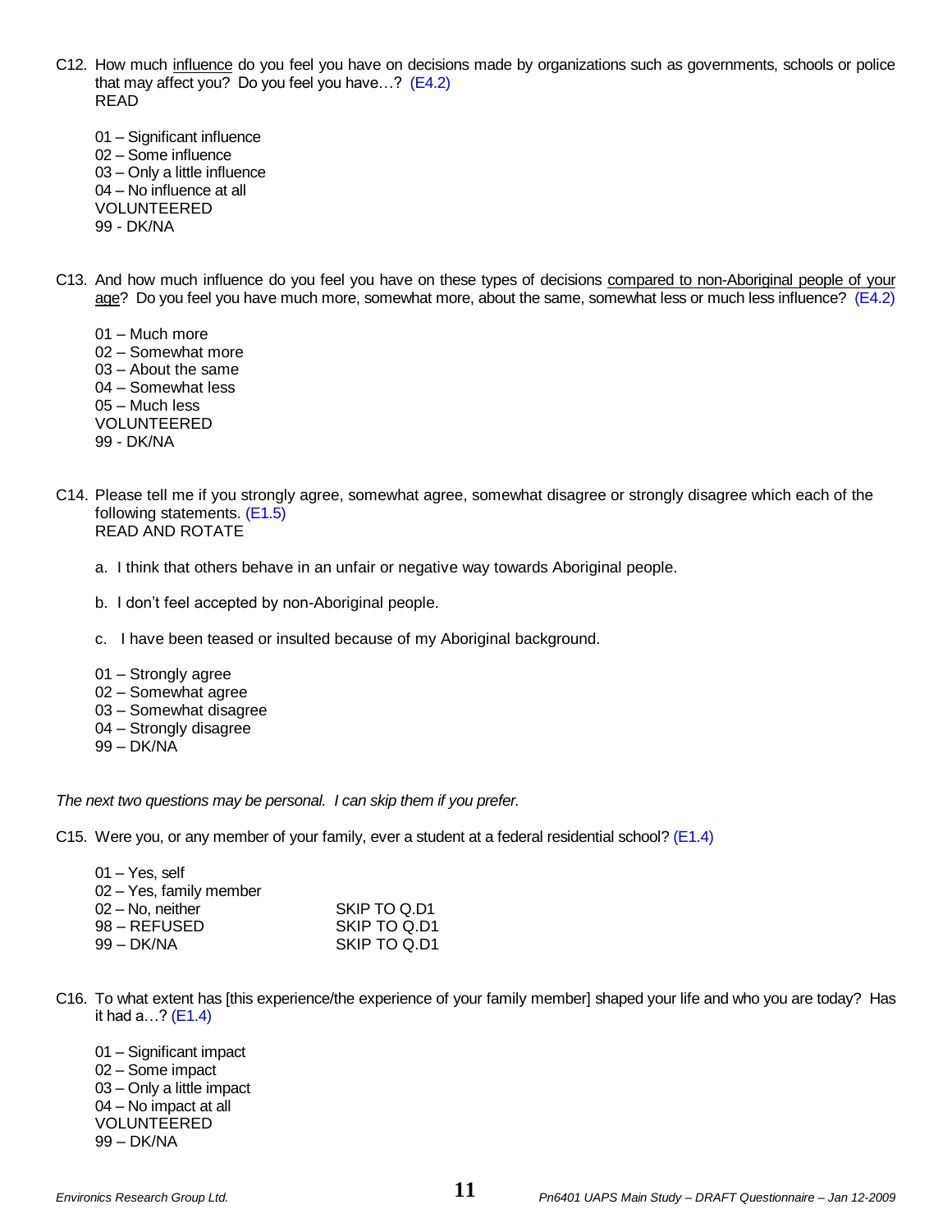C12. How much <u>influence</u> do you feel you have on decisions made by organizations such as governments, schools or police that may affect you? Do you feel you have…? (E4.2)
READ

01 – Significant influence
02 – Some influence
03 – Only a little influence
04 – No influence at all
VOLUNTEERED
99 - DK/NA

C13. And how much influence do you feel you have on these types of decisions <u>compared to non-Aboriginal people of your age</u>? Do you feel you have much more, somewhat more, about the same, somewhat less or much less influence? (E4.2)

01 – Much more
02 – Somewhat more
03 – About the same
04 – Somewhat less
05 – Much less
VOLUNTEERED
99 - DK/NA

C14. Please tell me if you strongly agree, somewhat agree, somewhat disagree or strongly disagree which each of the following statements. (E1.5)
READ AND ROTATE

a. I think that others behave in an unfair or negative way towards Aboriginal people.

b. I don't feel accepted by non-Aboriginal people.

c. I have been teased or insulted because of my Aboriginal background.

01 – Strongly agree
02 – Somewhat agree
03 – Somewhat disagree
04 – Strongly disagree
99 – DK/NA

*The next two questions may be personal. I can skip them if you prefer.*

C15. Were you, or any member of your family, ever a student at a federal residential school? (E1.4)

| | |
|---|---|
| 01 – Yes, self | |
| 02 – Yes, family member | |
| 02 – No, neither | SKIP TO Q.D1 |
| 98 – REFUSED | SKIP TO Q.D1 |
| 99 – DK/NA | SKIP TO Q.D1 |

C16. To what extent has [this experience/the experience of your family member] shaped your life and who you are today? Has it had a…? (E1.4)

01 – Significant impact
02 – Some impact
03 – Only a little impact
04 – No impact at all
VOLUNTEERED
99 – DK/NA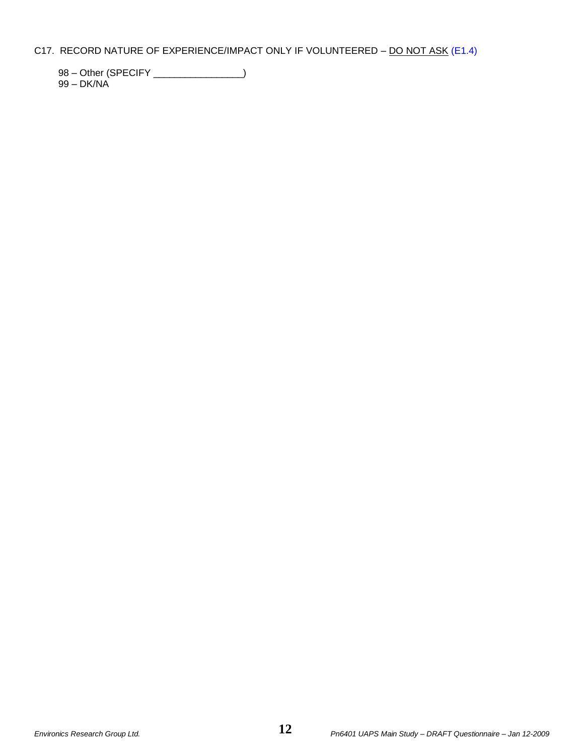C17. RECORD NATURE OF EXPERIENCE/IMPACT ONLY IF VOLUNTEERED – DO NOT ASK (E1.4)

98 – Other (SPECIFY ________________)
99 – DK/NA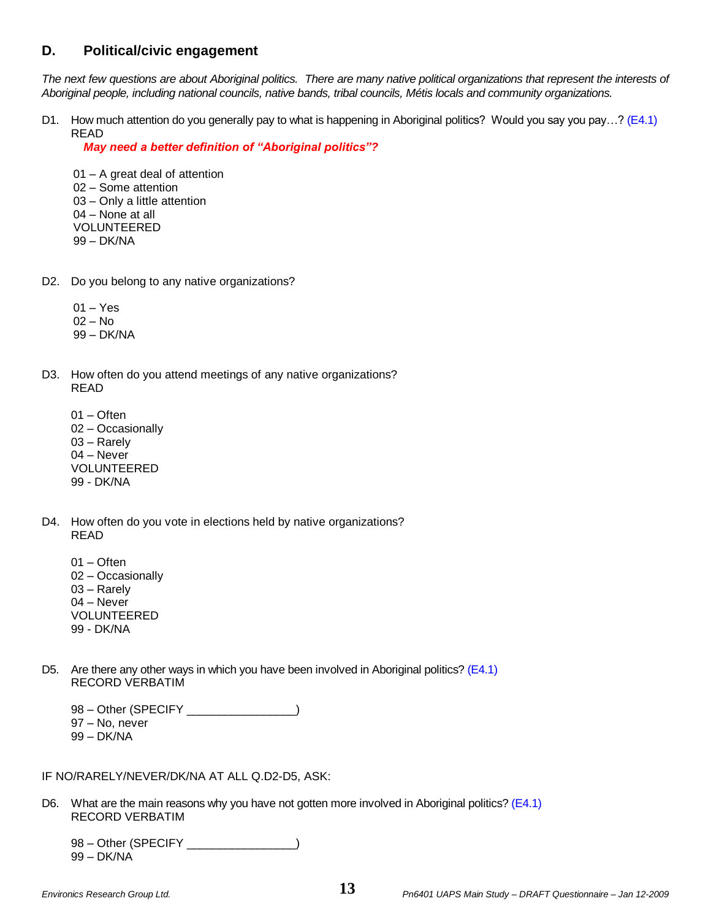## D. Political/civic engagement

*The next few questions are about Aboriginal politics. There are many native political organizations that represent the interests of Aboriginal people, including national councils, native bands, tribal councils, Métis locals and community organizations.*

D1. How much attention do you generally pay to what is happening in Aboriginal politics? Would you say you pay…? (E4.1)
READ

***May need a better definition of "Aboriginal politics"?***

01 – A great deal of attention
02 – Some attention
03 – Only a little attention
04 – None at all
VOLUNTEERED
99 – DK/NA

D2. Do you belong to any native organizations?

01 – Yes
02 – No
99 – DK/NA

D3. How often do you attend meetings of any native organizations?
READ

01 – Often
02 – Occasionally
03 – Rarely
04 – Never
VOLUNTEERED
99 - DK/NA

D4. How often do you vote in elections held by native organizations?
READ

01 – Often
02 – Occasionally
03 – Rarely
04 – Never
VOLUNTEERED
99 - DK/NA

D5. Are there any other ways in which you have been involved in Aboriginal politics? (E4.1)
RECORD VERBATIM

98 – Other (SPECIFY ________________)
97 – No, never
99 – DK/NA

IF NO/RARELY/NEVER/DK/NA AT ALL Q.D2-D5, ASK:

D6. What are the main reasons why you have not gotten more involved in Aboriginal politics? (E4.1)
RECORD VERBATIM

98 – Other (SPECIFY ________________)
99 – DK/NA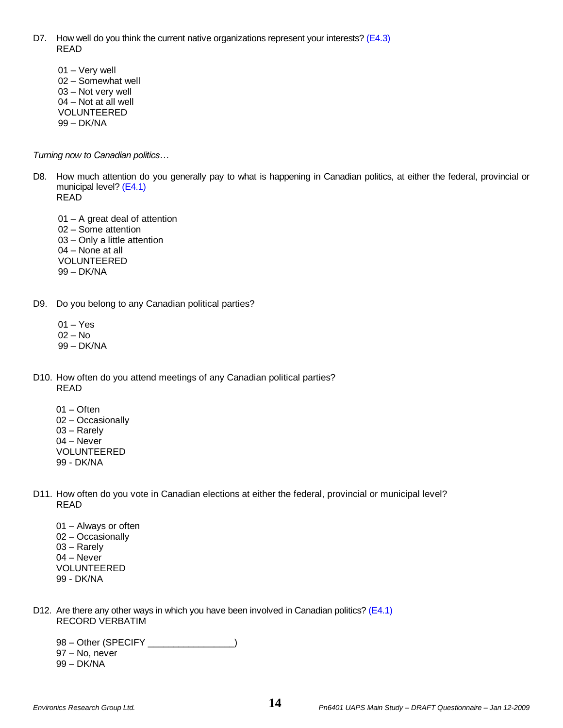D7. How well do you think the current native organizations represent your interests? (E4.3)
READ

01 – Very well
02 – Somewhat well
03 – Not very well
04 – Not at all well
VOLUNTEERED
99 – DK/NA

*Turning now to Canadian politics…*

D8. How much attention do you generally pay to what is happening in Canadian politics, at either the federal, provincial or municipal level? (E4.1)
READ

01 – A great deal of attention
02 – Some attention
03 – Only a little attention
04 – None at all
VOLUNTEERED
99 – DK/NA

D9. Do you belong to any Canadian political parties?

01 – Yes
02 – No
99 – DK/NA

D10. How often do you attend meetings of any Canadian political parties?
READ

01 – Often
02 – Occasionally
03 – Rarely
04 – Never
VOLUNTEERED
99 - DK/NA

D11. How often do you vote in Canadian elections at either the federal, provincial or municipal level?
READ

01 – Always or often
02 – Occasionally
03 – Rarely
04 – Never
VOLUNTEERED
99 - DK/NA

D12. Are there any other ways in which you have been involved in Canadian politics? (E4.1)
RECORD VERBATIM

98 – Other (SPECIFY ________________)
97 – No, never
99 – DK/NA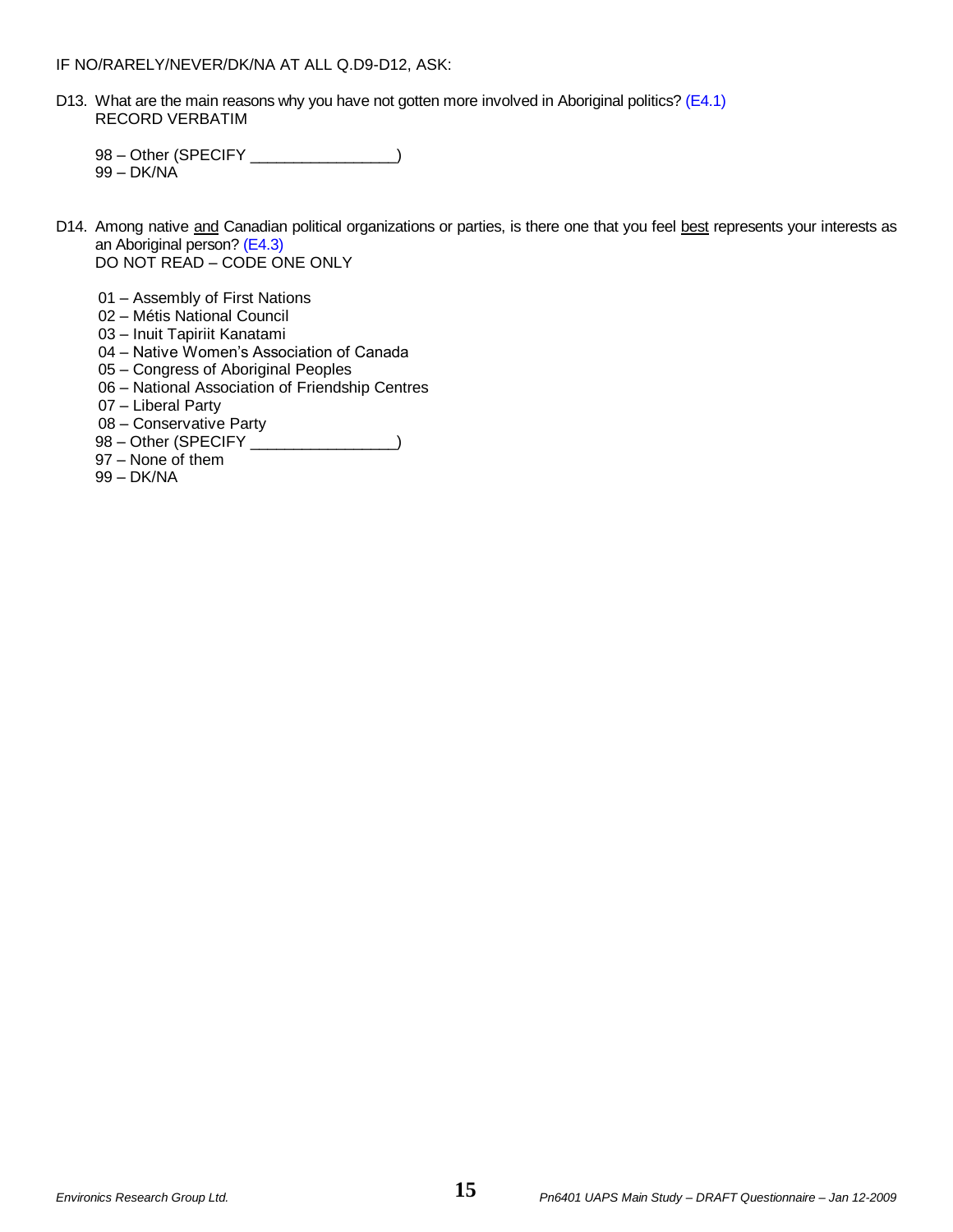IF NO/RARELY/NEVER/DK/NA AT ALL Q.D9-D12, ASK:

D13. What are the main reasons why you have not gotten more involved in Aboriginal politics? (E4.1)
RECORD VERBATIM

98 – Other (SPECIFY _________________)
99 – DK/NA

D14. Among native and Canadian political organizations or parties, is there one that you feel best represents your interests as an Aboriginal person? (E4.3)
DO NOT READ – CODE ONE ONLY

01 – Assembly of First Nations
02 – Métis National Council
03 – Inuit Tapiriit Kanatami
04 – Native Women's Association of Canada
05 – Congress of Aboriginal Peoples
06 – National Association of Friendship Centres
07 – Liberal Party
08 – Conservative Party
98 – Other (SPECIFY _________________)
97 – None of them
99 – DK/NA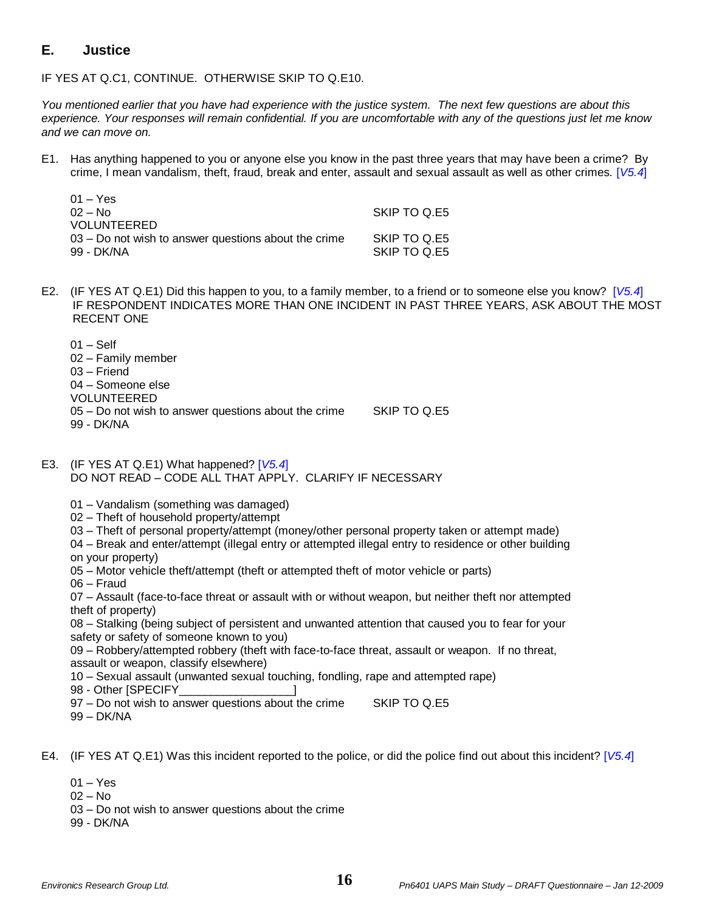## E. Justice

IF YES AT Q.C1, CONTINUE. OTHERWISE SKIP TO Q.E10.

*You mentioned earlier that you have had experience with the justice system. The next few questions are about this experience. Your responses will remain confidential. If you are uncomfortable with any of the questions just let me know and we can move on.*

E1. Has anything happened to you or anyone else you know in the past three years that may have been a crime? By crime, I mean vandalism, theft, fraud, break and enter, assault and sexual assault as well as other crimes. [*V5.4*]

| | |
|---|---|
| 01 – Yes | |
| 02 – No | SKIP TO Q.E5 |
| VOLUNTEERED | |
| 03 – Do not wish to answer questions about the crime | SKIP TO Q.E5 |
| 99 - DK/NA | SKIP TO Q.E5 |

E2. (IF YES AT Q.E1) Did this happen to you, to a family member, to a friend or to someone else you know? [*V5.4*]
IF RESPONDENT INDICATES MORE THAN ONE INCIDENT IN PAST THREE YEARS, ASK ABOUT THE MOST RECENT ONE

| | |
|---|---|
| 01 – Self | |
| 02 – Family member | |
| 03 – Friend | |
| 04 – Someone else | |
| VOLUNTEERED | |
| 05 – Do not wish to answer questions about the crime | SKIP TO Q.E5 |
| 99 - DK/NA | |

E3. (IF YES AT Q.E1) What happened? [*V5.4*]
DO NOT READ – CODE ALL THAT APPLY. CLARIFY IF NECESSARY

01 – Vandalism (something was damaged)
02 – Theft of household property/attempt
03 – Theft of personal property/attempt (money/other personal property taken or attempt made)
04 – Break and enter/attempt (illegal entry or attempted illegal entry to residence or other building on your property)
05 – Motor vehicle theft/attempt (theft or attempted theft of motor vehicle or parts)
06 – Fraud
07 – Assault (face-to-face threat or assault with or without weapon, but neither theft nor attempted theft of property)
08 – Stalking (being subject of persistent and unwanted attention that caused you to fear for your safety or safety of someone known to you)
09 – Robbery/attempted robbery (theft with face-to-face threat, assault or weapon. If no threat, assault or weapon, classify elsewhere)
10 – Sexual assault (unwanted sexual touching, fondling, rape and attempted rape)
98 - Other [SPECIFY_________________]
97 – Do not wish to answer questions about the crime SKIP TO Q.E5
99 – DK/NA

E4. (IF YES AT Q.E1) Was this incident reported to the police, or did the police find out about this incident? [*V5.4*]

01 – Yes
02 – No
03 – Do not wish to answer questions about the crime
99 - DK/NA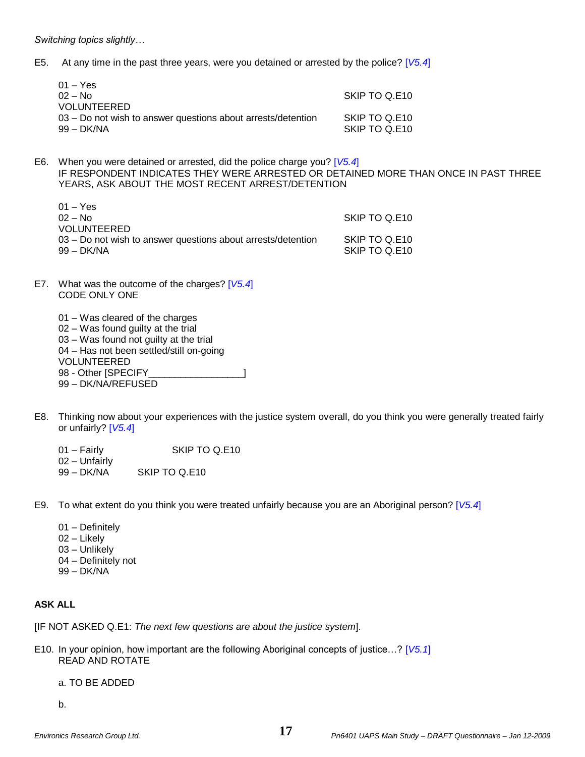*Switching topics slightly…*

E5. At any time in the past three years, were you detained or arrested by the police? [V5.4]

01 – Yes
02 – No SKIP TO Q.E10
VOLUNTEERED
03 – Do not wish to answer questions about arrests/detention SKIP TO Q.E10
99 – DK/NA SKIP TO Q.E10

E6. When you were detained or arrested, did the police charge you? [V5.4]
IF RESPONDENT INDICATES THEY WERE ARRESTED OR DETAINED MORE THAN ONCE IN PAST THREE YEARS, ASK ABOUT THE MOST RECENT ARREST/DETENTION

01 – Yes
02 – No SKIP TO Q.E10
VOLUNTEERED
03 – Do not wish to answer questions about arrests/detention SKIP TO Q.E10
99 – DK/NA SKIP TO Q.E10

E7. What was the outcome of the charges? [V5.4]
CODE ONLY ONE

01 – Was cleared of the charges
02 – Was found guilty at the trial
03 – Was found not guilty at the trial
04 – Has not been settled/still on-going
VOLUNTEERED
98 - Other [SPECIFY_________________]
99 – DK/NA/REFUSED

E8. Thinking now about your experiences with the justice system overall, do you think you were generally treated fairly or unfairly? [V5.4]

01 – Fairly SKIP TO Q.E10
02 – Unfairly
99 – DK/NA SKIP TO Q.E10

E9. To what extent do you think you were treated unfairly because you are an Aboriginal person? [V5.4]

01 – Definitely
02 – Likely
03 – Unlikely
04 – Definitely not
99 – DK/NA

**ASK ALL**

[IF NOT ASKED Q.E1: *The next few questions are about the justice system*].

E10. In your opinion, how important are the following Aboriginal concepts of justice…? [V5.1]
READ AND ROTATE

a. TO BE ADDED

b.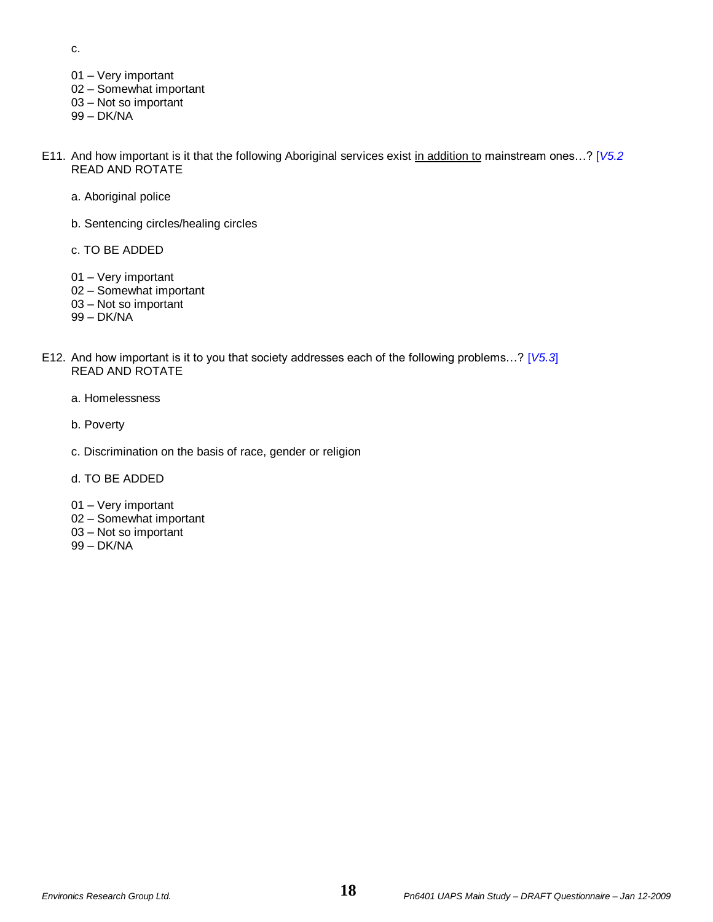c.

01 – Very important
02 – Somewhat important
03 – Not so important
99 – DK/NA

E11. And how important is it that the following Aboriginal services exist <u>in addition to</u> mainstream ones…? [*V5.2*
READ AND ROTATE

a. Aboriginal police

b. Sentencing circles/healing circles

c. TO BE ADDED

01 – Very important
02 – Somewhat important
03 – Not so important
99 – DK/NA

E12. And how important is it to you that society addresses each of the following problems…? [*V5.3*]
READ AND ROTATE

a. Homelessness

b. Poverty

c. Discrimination on the basis of race, gender or religion

d. TO BE ADDED

01 – Very important
02 – Somewhat important
03 – Not so important
99 – DK/NA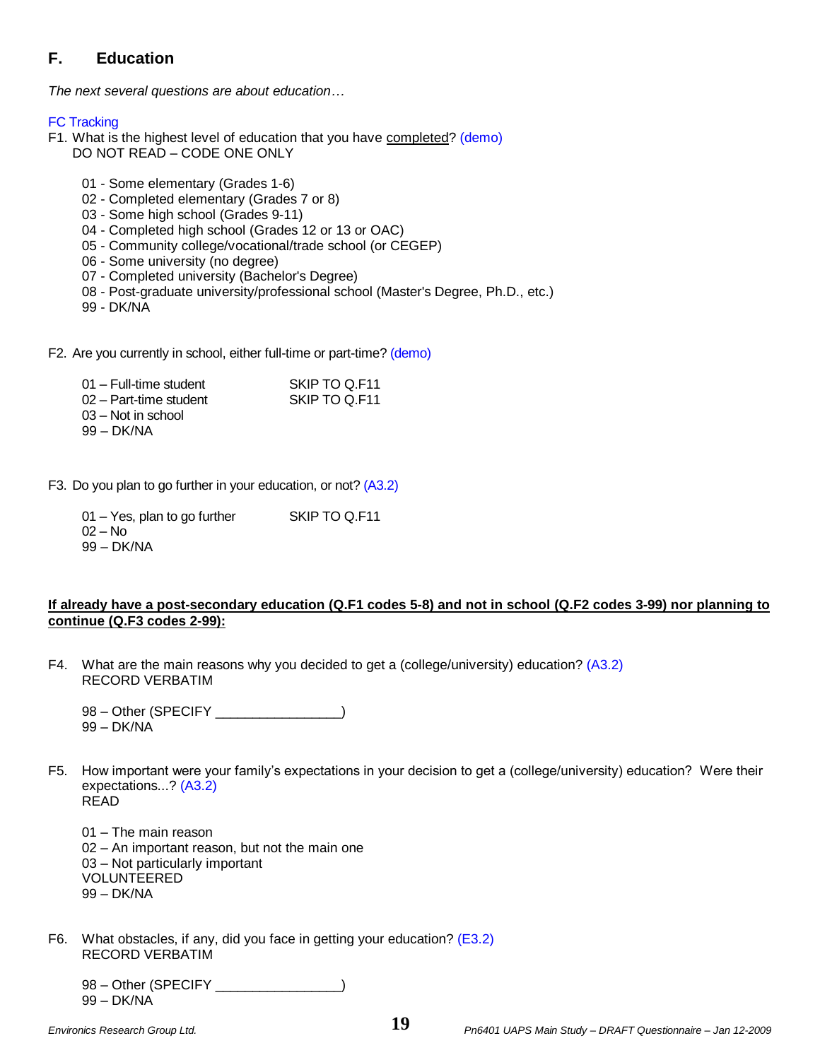## F. Education

*The next several questions are about education…*

FC Tracking

F1. What is the highest level of education that you have <u>completed</u>? (demo)
DO NOT READ – CODE ONE ONLY

01 - Some elementary (Grades 1-6)
02 - Completed elementary (Grades 7 or 8)
03 - Some high school (Grades 9-11)
04 - Completed high school (Grades 12 or 13 or OAC)
05 - Community college/vocational/trade school (or CEGEP)
06 - Some university (no degree)
07 - Completed university (Bachelor's Degree)
08 - Post-graduate university/professional school (Master's Degree, Ph.D., etc.)
99 - DK/NA

F2. Are you currently in school, either full-time or part-time? (demo)

| | |
|---|---|
| 01 – Full-time student | SKIP TO Q.F11 |
| 02 – Part-time student | SKIP TO Q.F11 |
| 03 – Not in school | |
| 99 – DK/NA | |

F3. Do you plan to go further in your education, or not? (A3.2)

| | |
|---|---|
| 01 – Yes, plan to go further | SKIP TO Q.F11 |
| 02 – No | |
| 99 – DK/NA | |

**<u>If already have a post-secondary education (Q.F1 codes 5-8) and not in school (Q.F2 codes 3-99) nor planning to continue (Q.F3 codes 2-99):</u>**

F4. What are the main reasons why you decided to get a (college/university) education? (A3.2)
RECORD VERBATIM

98 – Other (SPECIFY ________________)
99 – DK/NA

F5. How important were your family's expectations in your decision to get a (college/university) education? Were their expectations...? (A3.2)
READ

01 – The main reason
02 – An important reason, but not the main one
03 – Not particularly important
VOLUNTEERED
99 – DK/NA

F6. What obstacles, if any, did you face in getting your education? (E3.2)
RECORD VERBATIM

98 – Other (SPECIFY ________________)
99 – DK/NA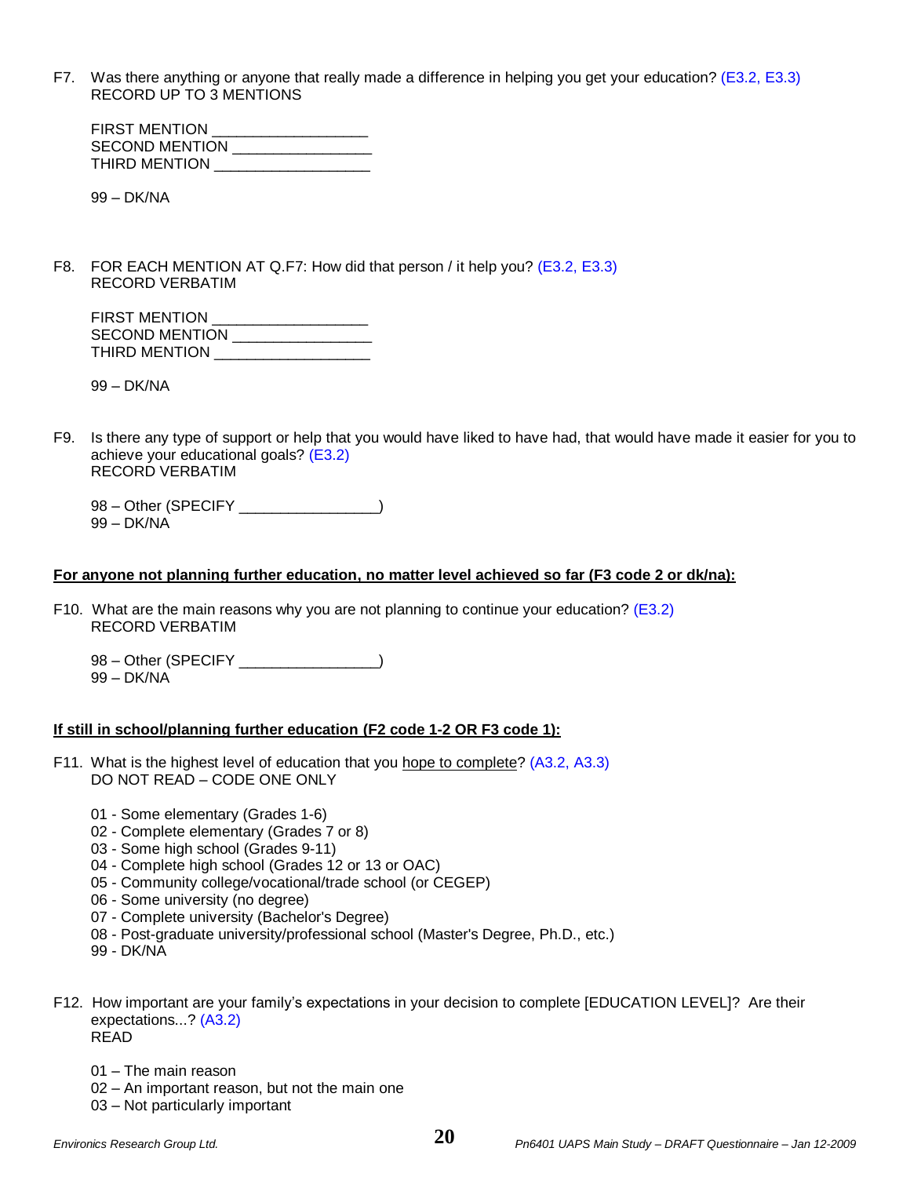F7. Was there anything or anyone that really made a difference in helping you get your education? (E3.2, E3.3)
RECORD UP TO 3 MENTIONS

FIRST MENTION ___________________
SECOND MENTION _________________
THIRD MENTION ___________________

99 – DK/NA

F8. FOR EACH MENTION AT Q.F7: How did that person / it help you? (E3.2, E3.3)
RECORD VERBATIM

FIRST MENTION ___________________
SECOND MENTION _________________
THIRD MENTION ___________________

99 – DK/NA

F9. Is there any type of support or help that you would have liked to have had, that would have made it easier for you to achieve your educational goals? (E3.2)
RECORD VERBATIM

98 – Other (SPECIFY _________________)
99 – DK/NA

**For anyone not planning further education, no matter level achieved so far (F3 code 2 or dk/na):**

F10. What are the main reasons why you are not planning to continue your education? (E3.2)
RECORD VERBATIM

98 – Other (SPECIFY _________________)
99 – DK/NA

**If still in school/planning further education (F2 code 1-2 OR F3 code 1):**

F11. What is the highest level of education that you hope to complete? (A3.2, A3.3)
DO NOT READ – CODE ONE ONLY

01 - Some elementary (Grades 1-6)
02 - Complete elementary (Grades 7 or 8)
03 - Some high school (Grades 9-11)
04 - Complete high school (Grades 12 or 13 or OAC)
05 - Community college/vocational/trade school (or CEGEP)
06 - Some university (no degree)
07 - Complete university (Bachelor's Degree)
08 - Post-graduate university/professional school (Master's Degree, Ph.D., etc.)
99 - DK/NA

F12. How important are your family's expectations in your decision to complete [EDUCATION LEVEL]? Are their expectations...? (A3.2)
READ

01 – The main reason
02 – An important reason, but not the main one
03 – Not particularly important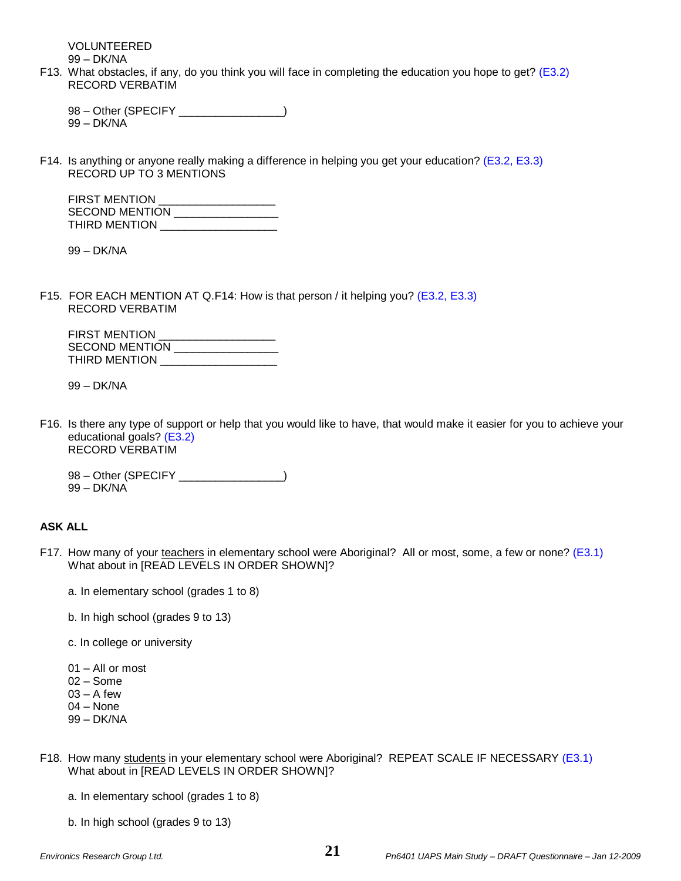VOLUNTEERED
99 – DK/NA

F13. What obstacles, if any, do you think you will face in completing the education you hope to get? (E3.2)
RECORD VERBATIM

98 – Other (SPECIFY _________________)
99 – DK/NA

F14. Is anything or anyone really making a difference in helping you get your education? (E3.2, E3.3)
RECORD UP TO 3 MENTIONS

FIRST MENTION ___________________
SECOND MENTION _________________
THIRD MENTION ___________________

99 – DK/NA

F15. FOR EACH MENTION AT Q.F14: How is that person / it helping you? (E3.2, E3.3)
RECORD VERBATIM

FIRST MENTION ___________________
SECOND MENTION _________________
THIRD MENTION ___________________

99 – DK/NA

F16. Is there any type of support or help that you would like to have, that would make it easier for you to achieve your educational goals? (E3.2)
RECORD VERBATIM

98 – Other (SPECIFY _________________)
99 – DK/NA

**ASK ALL**

F17. How many of your teachers in elementary school were Aboriginal? All or most, some, a few or none? (E3.1)
What about in [READ LEVELS IN ORDER SHOWN]?

a. In elementary school (grades 1 to 8)

b. In high school (grades 9 to 13)

c. In college or university

01 – All or most
02 – Some
03 – A few
04 – None
99 – DK/NA

F18. How many students in your elementary school were Aboriginal? REPEAT SCALE IF NECESSARY (E3.1)
What about in [READ LEVELS IN ORDER SHOWN]?

a. In elementary school (grades 1 to 8)

b. In high school (grades 9 to 13)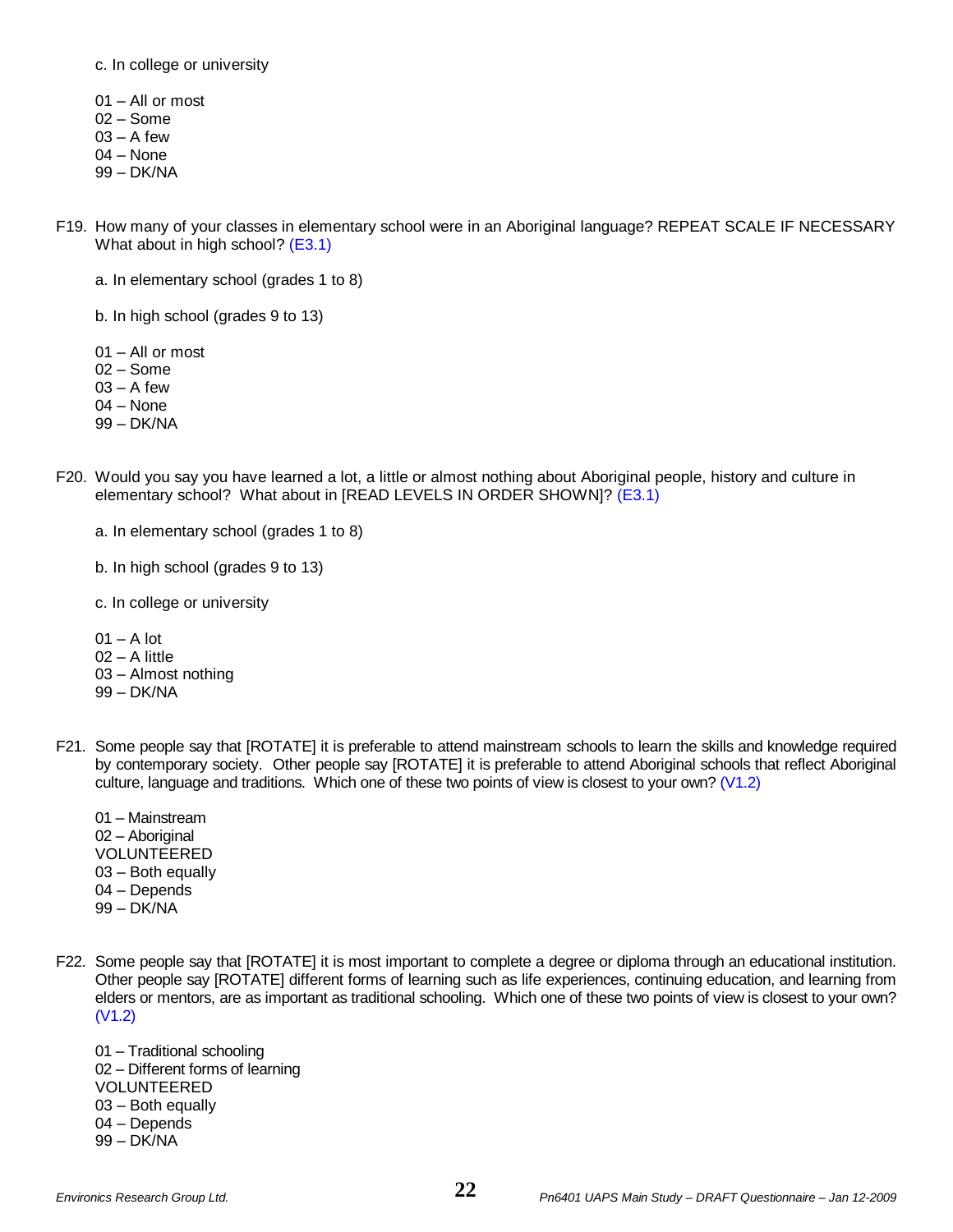c. In college or university

01 – All or most
02 – Some
03 – A few
04 – None
99 – DK/NA

F19. How many of your classes in elementary school were in an Aboriginal language? REPEAT SCALE IF NECESSARY What about in high school? (E3.1)

a. In elementary school (grades 1 to 8)

b. In high school (grades 9 to 13)

01 – All or most
02 – Some
03 – A few
04 – None
99 – DK/NA

F20. Would you say you have learned a lot, a little or almost nothing about Aboriginal people, history and culture in elementary school? What about in [READ LEVELS IN ORDER SHOWN]? (E3.1)

a. In elementary school (grades 1 to 8)

b. In high school (grades 9 to 13)

c. In college or university

01 – A lot
02 – A little
03 – Almost nothing
99 – DK/NA

F21. Some people say that [ROTATE] it is preferable to attend mainstream schools to learn the skills and knowledge required by contemporary society. Other people say [ROTATE] it is preferable to attend Aboriginal schools that reflect Aboriginal culture, language and traditions. Which one of these two points of view is closest to your own? (V1.2)

01 – Mainstream
02 – Aboriginal
VOLUNTEERED
03 – Both equally
04 – Depends
99 – DK/NA

F22. Some people say that [ROTATE] it is most important to complete a degree or diploma through an educational institution. Other people say [ROTATE] different forms of learning such as life experiences, continuing education, and learning from elders or mentors, are as important as traditional schooling. Which one of these two points of view is closest to your own? (V1.2)

01 – Traditional schooling
02 – Different forms of learning
VOLUNTEERED
03 – Both equally
04 – Depends
99 – DK/NA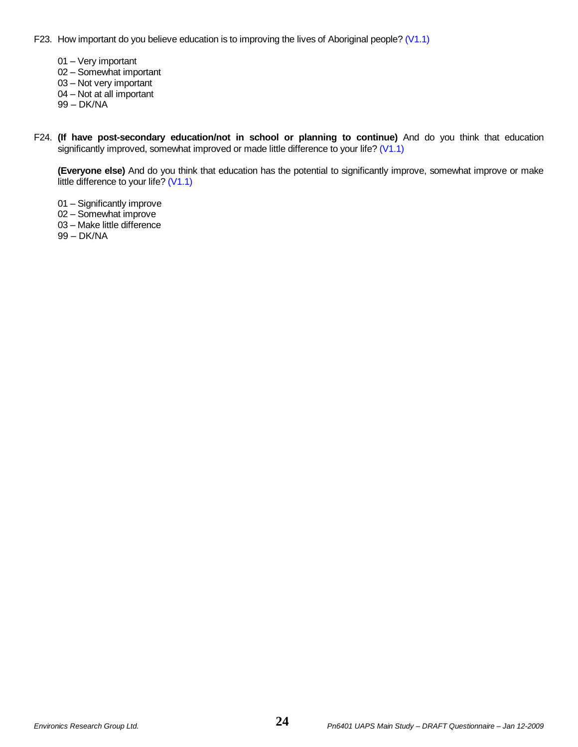F23. How important do you believe education is to improving the lives of Aboriginal people? (V1.1)

01 – Very important
02 – Somewhat important
03 – Not very important
04 – Not at all important
99 – DK/NA

F24. **(If have post-secondary education/not in school or planning to continue)** And do you think that education significantly improved, somewhat improved or made little difference to your life? (V1.1)

**(Everyone else)** And do you think that education has the potential to significantly improve, somewhat improve or make little difference to your life? (V1.1)

01 – Significantly improve
02 – Somewhat improve
03 – Make little difference
99 – DK/NA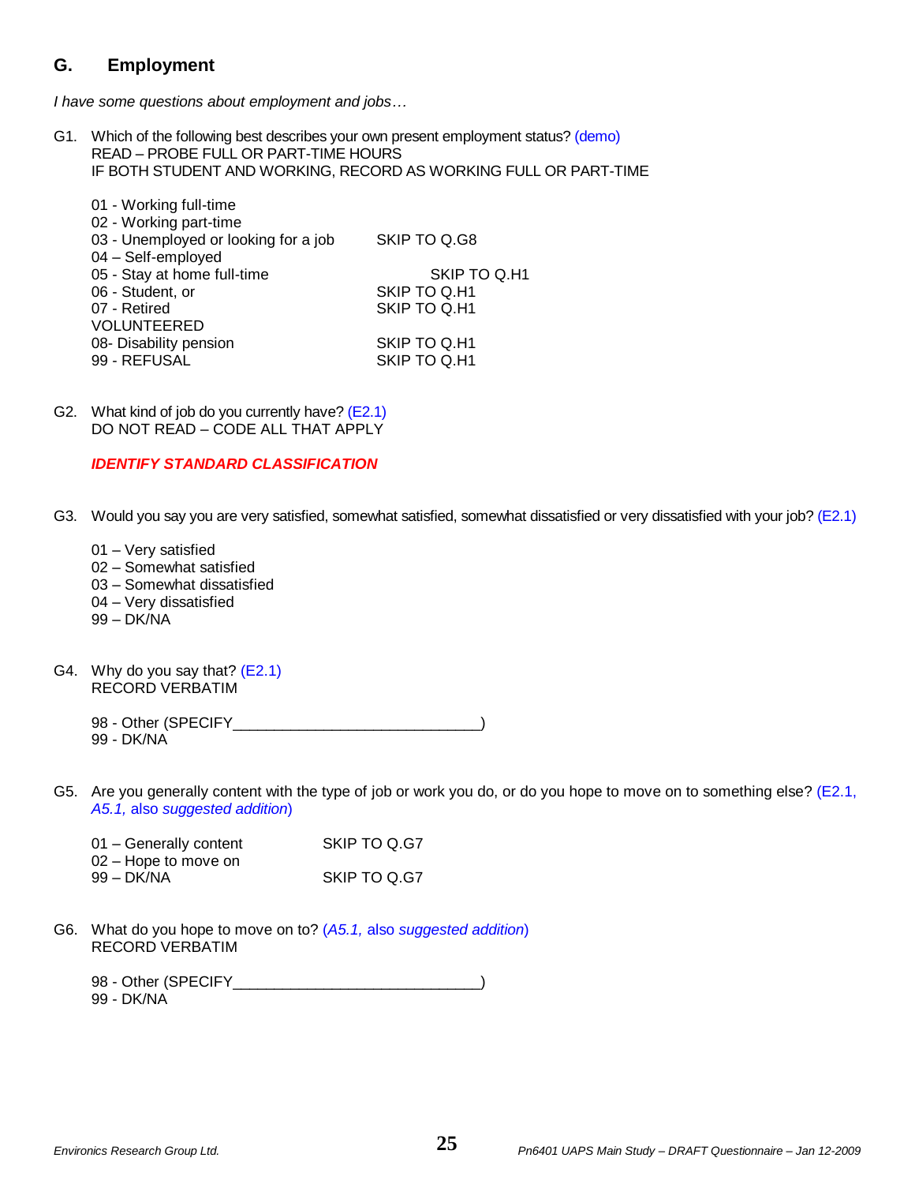## G. Employment

*I have some questions about employment and jobs…*

G1. Which of the following best describes your own present employment status? (demo)
READ – PROBE FULL OR PART-TIME HOURS
IF BOTH STUDENT AND WORKING, RECORD AS WORKING FULL OR PART-TIME

01 - Working full-time
02 - Working part-time
03 - Unemployed or looking for a job SKIP TO Q.G8
04 – Self-employed
05 - Stay at home full-time SKIP TO Q.H1
06 - Student, or SKIP TO Q.H1
07 - Retired SKIP TO Q.H1
VOLUNTEERED
08- Disability pension SKIP TO Q.H1
99 - REFUSAL SKIP TO Q.H1

G2. What kind of job do you currently have? (E2.1)
DO NOT READ – CODE ALL THAT APPLY

***IDENTIFY STANDARD CLASSIFICATION***

G3. Would you say you are very satisfied, somewhat satisfied, somewhat dissatisfied or very dissatisfied with your job? (E2.1)

01 – Very satisfied
02 – Somewhat satisfied
03 – Somewhat dissatisfied
04 – Very dissatisfied
99 – DK/NA

G4. Why do you say that? (E2.1)
RECORD VERBATIM

98 - Other (SPECIFY______________________________)
99 - DK/NA

G5. Are you generally content with the type of job or work you do, or do you hope to move on to something else? (E2.1, *A5.1,* also *suggested addition*)

01 – Generally content SKIP TO Q.G7
02 – Hope to move on
99 – DK/NA SKIP TO Q.G7

G6. What do you hope to move on to? (*A5.1,* also *suggested addition*)
RECORD VERBATIM

98 - Other (SPECIFY______________________________)
99 - DK/NA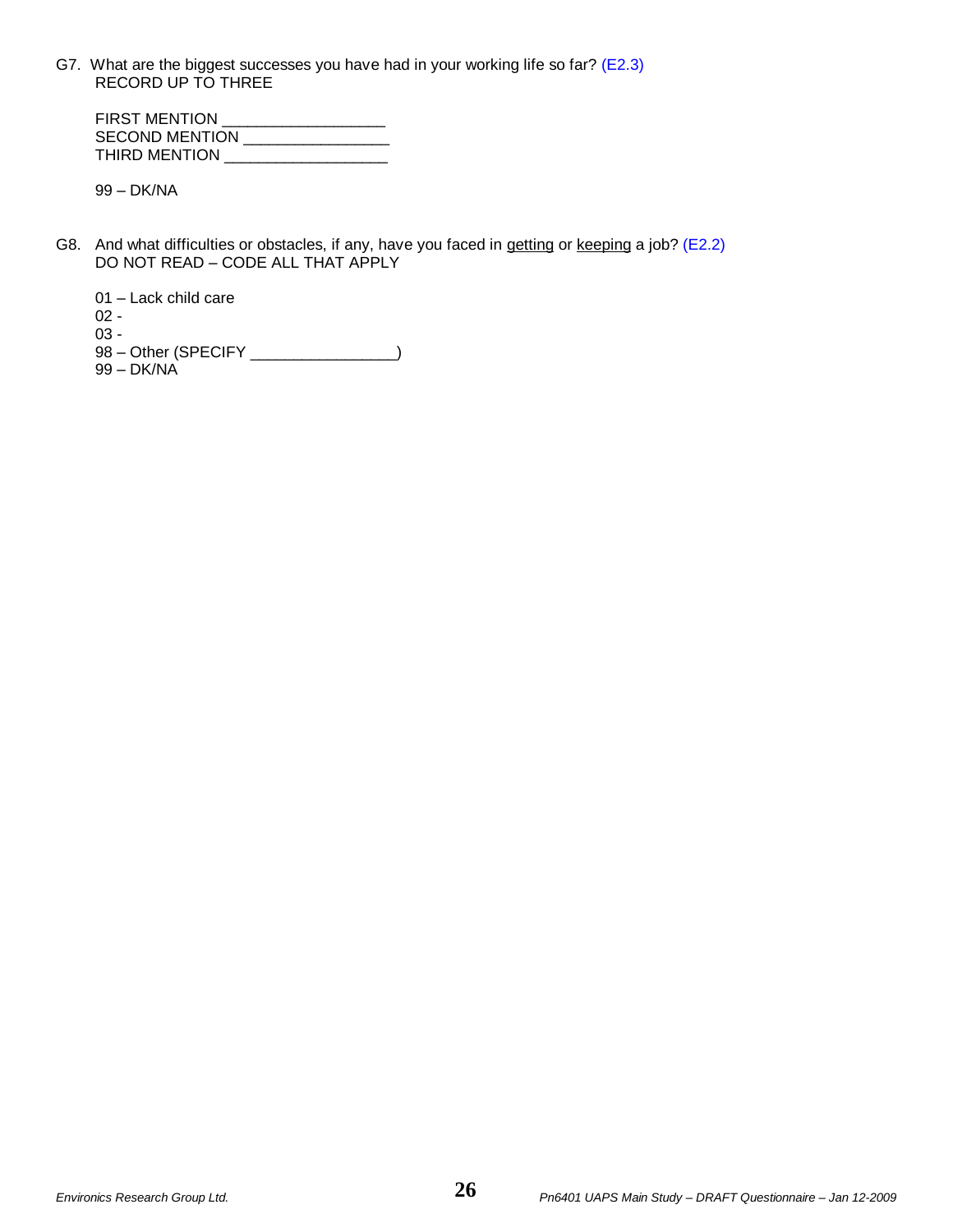G7. What are the biggest successes you have had in your working life so far? (E2.3)
RECORD UP TO THREE

FIRST MENTION ___________________
SECOND MENTION _________________
THIRD MENTION ___________________

99 – DK/NA

G8. And what difficulties or obstacles, if any, have you faced in <u>getting</u> or <u>keeping</u> a job? (E2.2)
DO NOT READ – CODE ALL THAT APPLY

01 – Lack child care
02 -
03 -
98 – Other (SPECIFY _________________)
99 – DK/NA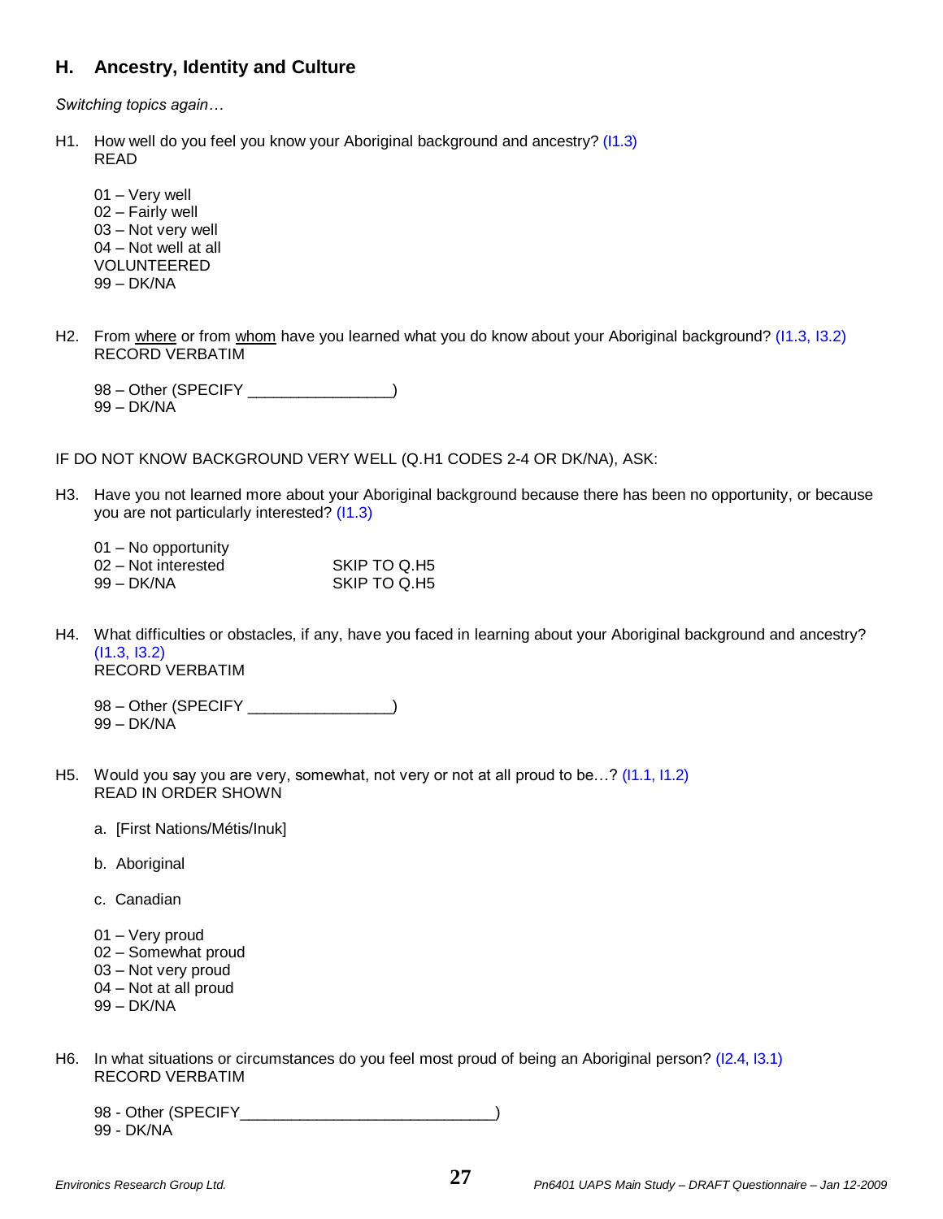## H. Ancestry, Identity and Culture

*Switching topics again…*

H1. How well do you feel you know your Aboriginal background and ancestry? (I1.3)
READ

01 – Very well
02 – Fairly well
03 – Not very well
04 – Not well at all
VOLUNTEERED
99 – DK/NA

H2. From <u>where</u> or from <u>whom</u> have you learned what you do know about your Aboriginal background? (I1.3, I3.2)
RECORD VERBATIM

98 – Other (SPECIFY _________________)
99 – DK/NA

IF DO NOT KNOW BACKGROUND VERY WELL (Q.H1 CODES 2-4 OR DK/NA), ASK:

H3. Have you not learned more about your Aboriginal background because there has been no opportunity, or because you are not particularly interested? (I1.3)

01 – No opportunity
02 – Not interested SKIP TO Q.H5
99 – DK/NA SKIP TO Q.H5

H4. What difficulties or obstacles, if any, have you faced in learning about your Aboriginal background and ancestry? (I1.3, I3.2)
RECORD VERBATIM

98 – Other (SPECIFY _________________)
99 – DK/NA

H5. Would you say you are very, somewhat, not very or not at all proud to be…? (I1.1, I1.2)
READ IN ORDER SHOWN

a. [First Nations/Métis/Inuk]

b. Aboriginal

c. Canadian

01 – Very proud
02 – Somewhat proud
03 – Not very proud
04 – Not at all proud
99 – DK/NA

H6. In what situations or circumstances do you feel most proud of being an Aboriginal person? (I2.4, I3.1)
RECORD VERBATIM

98 - Other (SPECIFY______________________________)
99 - DK/NA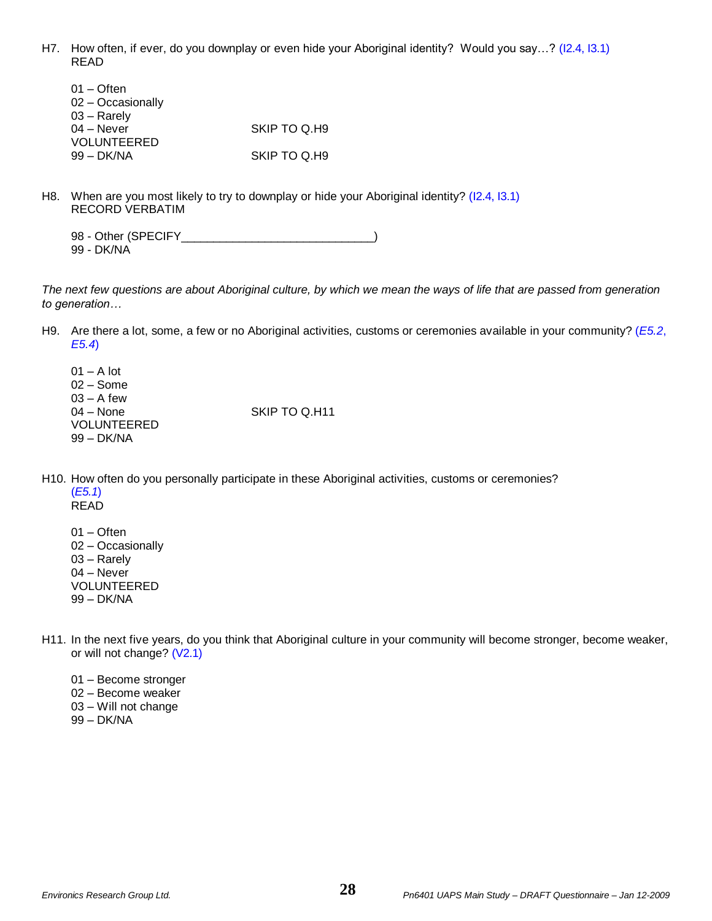H7. How often, if ever, do you downplay or even hide your Aboriginal identity? Would you say…? (I2.4, I3.1)
READ

01 – Often
02 – Occasionally
03 – Rarely
04 – Never SKIP TO Q.H9
VOLUNTEERED
99 – DK/NA SKIP TO Q.H9

H8. When are you most likely to try to downplay or hide your Aboriginal identity? (I2.4, I3.1)
RECORD VERBATIM

98 - Other (SPECIFY______________________________)
99 - DK/NA

*The next few questions are about Aboriginal culture, by which we mean the ways of life that are passed from generation to generation…*

H9. Are there a lot, some, a few or no Aboriginal activities, customs or ceremonies available in your community? (*E5.2, E5.4*)

01 – A lot
02 – Some
03 – A few
04 – None SKIP TO Q.H11
VOLUNTEERED
99 – DK/NA

H10. How often do you personally participate in these Aboriginal activities, customs or ceremonies? (*E5.1*)
READ

01 – Often
02 – Occasionally
03 – Rarely
04 – Never
VOLUNTEERED
99 – DK/NA

H11. In the next five years, do you think that Aboriginal culture in your community will become stronger, become weaker, or will not change? (V2.1)

01 – Become stronger
02 – Become weaker
03 – Will not change
99 – DK/NA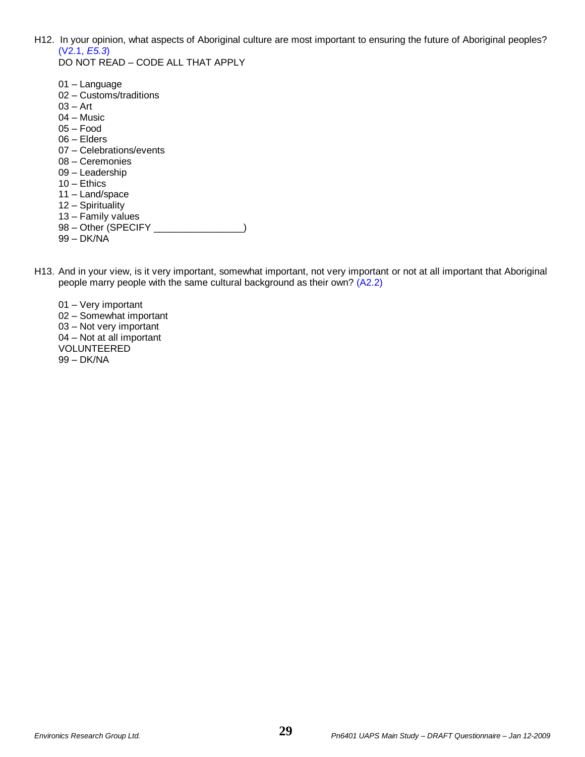H12. In your opinion, what aspects of Aboriginal culture are most important to ensuring the future of Aboriginal peoples? (V2.1, *E5.3*)
DO NOT READ – CODE ALL THAT APPLY

01 – Language
02 – Customs/traditions
03 – Art
04 – Music
05 – Food
06 – Elders
07 – Celebrations/events
08 – Ceremonies
09 – Leadership
10 – Ethics
11 – Land/space
12 – Spirituality
13 – Family values
98 – Other (SPECIFY ________________)
99 – DK/NA

H13. And in your view, is it very important, somewhat important, not very important or not at all important that Aboriginal people marry people with the same cultural background as their own? (A2.2)

01 – Very important
02 – Somewhat important
03 – Not very important
04 – Not at all important
VOLUNTEERED
99 – DK/NA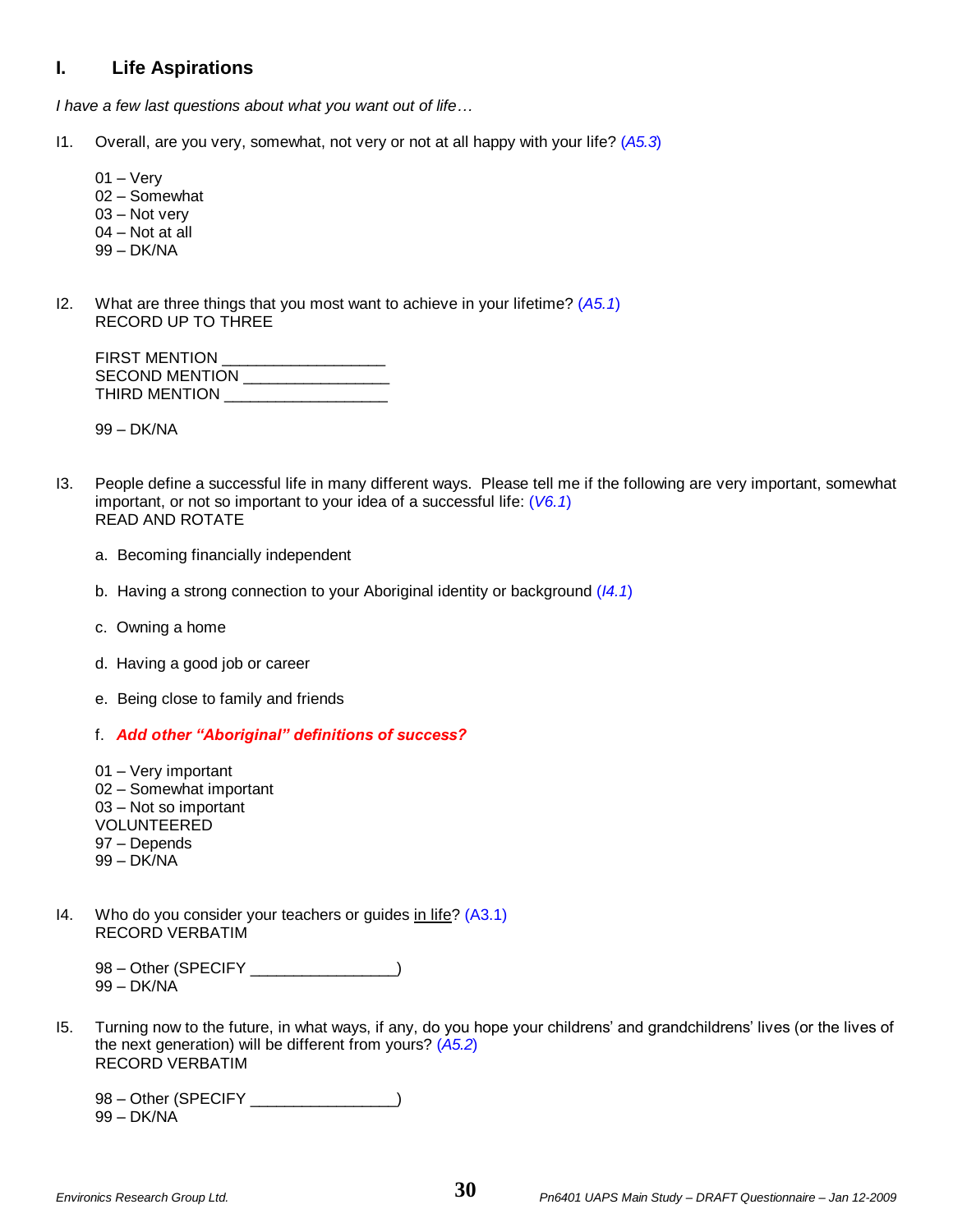## I. Life Aspirations

*I have a few last questions about what you want out of life…*

I1. Overall, are you very, somewhat, not very or not at all happy with your life? (*A5.3*)

01 – Very
02 – Somewhat
03 – Not very
04 – Not at all
99 – DK/NA

I2. What are three things that you most want to achieve in your lifetime? (*A5.1*)
RECORD UP TO THREE

FIRST MENTION __________________
SECOND MENTION ________________
THIRD MENTION __________________

99 – DK/NA

I3. People define a successful life in many different ways. Please tell me if the following are very important, somewhat important, or not so important to your idea of a successful life: (*V6.1*)
READ AND ROTATE

a. Becoming financially independent

b. Having a strong connection to your Aboriginal identity or background (*I4.1*)

c. Owning a home

d. Having a good job or career

e. Being close to family and friends

f. ***Add other "Aboriginal" definitions of success?***

01 – Very important
02 – Somewhat important
03 – Not so important
VOLUNTEERED
97 – Depends
99 – DK/NA

I4. Who do you consider your teachers or guides <u>in life</u>? (A3.1)
RECORD VERBATIM

98 – Other (SPECIFY ________________)
99 – DK/NA

I5. Turning now to the future, in what ways, if any, do you hope your childrens' and grandchildrens' lives (or the lives of the next generation) will be different from yours? (*A5.2*)
RECORD VERBATIM

98 – Other (SPECIFY ________________)
99 – DK/NA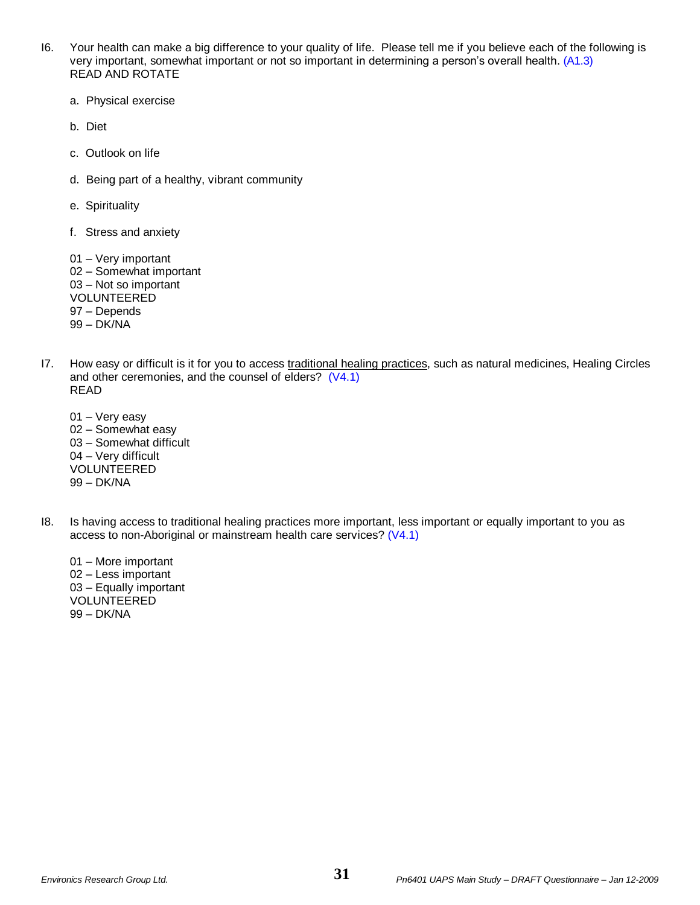I6. Your health can make a big difference to your quality of life. Please tell me if you believe each of the following is very important, somewhat important or not so important in determining a person's overall health. (A1.3)
READ AND ROTATE

a. Physical exercise

b. Diet

c. Outlook on life

d. Being part of a healthy, vibrant community

e. Spirituality

f. Stress and anxiety

01 – Very important
02 – Somewhat important
03 – Not so important
VOLUNTEERED
97 – Depends
99 – DK/NA

I7. How easy or difficult is it for you to access traditional healing practices, such as natural medicines, Healing Circles and other ceremonies, and the counsel of elders? (V4.1)
READ

01 – Very easy
02 – Somewhat easy
03 – Somewhat difficult
04 – Very difficult
VOLUNTEERED
99 – DK/NA

I8. Is having access to traditional healing practices more important, less important or equally important to you as access to non-Aboriginal or mainstream health care services? (V4.1)

01 – More important
02 – Less important
03 – Equally important
VOLUNTEERED
99 – DK/NA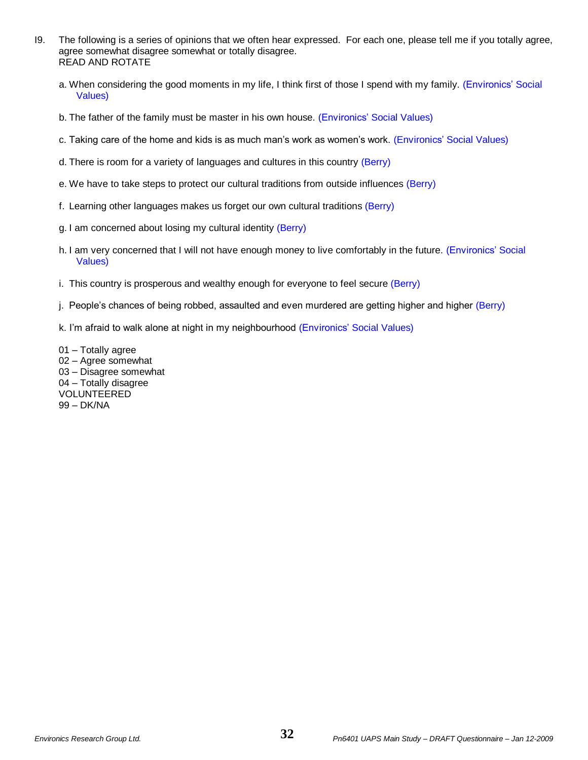I9. The following is a series of opinions that we often hear expressed. For each one, please tell me if you totally agree, agree somewhat disagree somewhat or totally disagree.
READ AND ROTATE

a. When considering the good moments in my life, I think first of those I spend with my family. (Environics' Social Values)

b. The father of the family must be master in his own house. (Environics' Social Values)

c. Taking care of the home and kids is as much man's work as women's work. (Environics' Social Values)

d. There is room for a variety of languages and cultures in this country (Berry)

e. We have to take steps to protect our cultural traditions from outside influences (Berry)

f. Learning other languages makes us forget our own cultural traditions (Berry)

g. I am concerned about losing my cultural identity (Berry)

h. I am very concerned that I will not have enough money to live comfortably in the future. (Environics' Social Values)

i. This country is prosperous and wealthy enough for everyone to feel secure (Berry)

j. People's chances of being robbed, assaulted and even murdered are getting higher and higher (Berry)

k. I'm afraid to walk alone at night in my neighbourhood (Environics' Social Values)

01 – Totally agree
02 – Agree somewhat
03 – Disagree somewhat
04 – Totally disagree
VOLUNTEERED
99 – DK/NA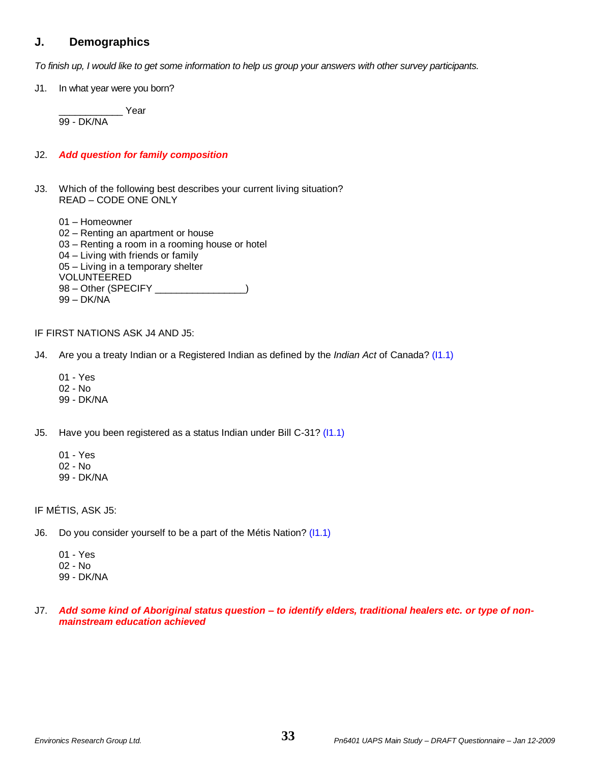## J. Demographics

*To finish up, I would like to get some information to help us group your answers with other survey participants.*

J1. In what year were you born?

____________ Year
99 - DK/NA

J2. ***Add question for family composition***

J3. Which of the following best describes your current living situation?
READ – CODE ONE ONLY

01 – Homeowner
02 – Renting an apartment or house
03 – Renting a room in a rooming house or hotel
04 – Living with friends or family
05 – Living in a temporary shelter
VOLUNTEERED
98 – Other (SPECIFY _________________)
99 – DK/NA

IF FIRST NATIONS ASK J4 AND J5:

J4. Are you a treaty Indian or a Registered Indian as defined by the *Indian Act* of Canada? (I1.1)

01 - Yes
02 - No
99 - DK/NA

J5. Have you been registered as a status Indian under Bill C-31? (I1.1)

01 - Yes
02 - No
99 - DK/NA

IF MÉTIS, ASK J5:

J6. Do you consider yourself to be a part of the Métis Nation? (I1.1)

01 - Yes
02 - No
99 - DK/NA

J7. ***Add some kind of Aboriginal status question – to identify elders, traditional healers etc. or type of non-mainstream education achieved***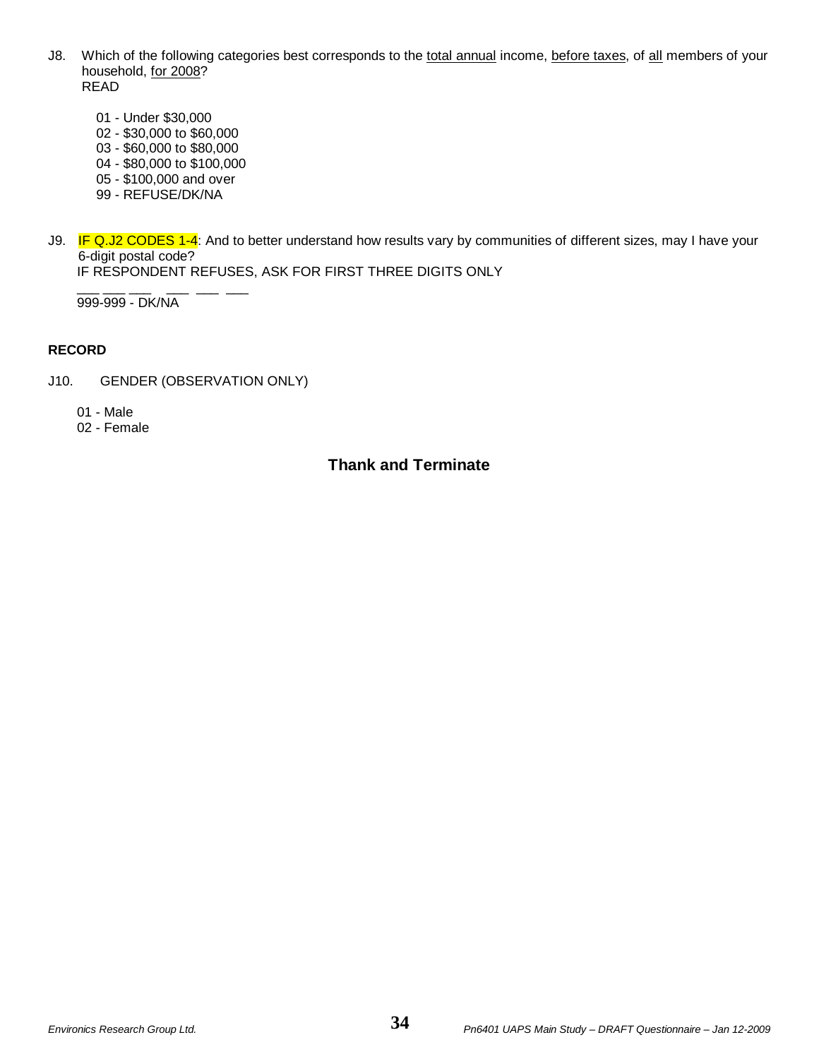J8. Which of the following categories best corresponds to the total annual income, before taxes, of all members of your household, for 2008?
READ

01 - Under $30,000
02 - $30,000 to $60,000
03 - $60,000 to $80,000
04 - $80,000 to $100,000
05 - $100,000 and over
99 - REFUSE/DK/NA

J9. IF Q.J2 CODES 1-4: And to better understand how results vary by communities of different sizes, may I have your 6-digit postal code?
IF RESPONDENT REFUSES, ASK FOR FIRST THREE DIGITS ONLY

___ ___ ___   ___ ___ ___
999-999 - DK/NA

**RECORD**

J10. GENDER (OBSERVATION ONLY)

01 - Male
02 - Female

### Thank and Terminate